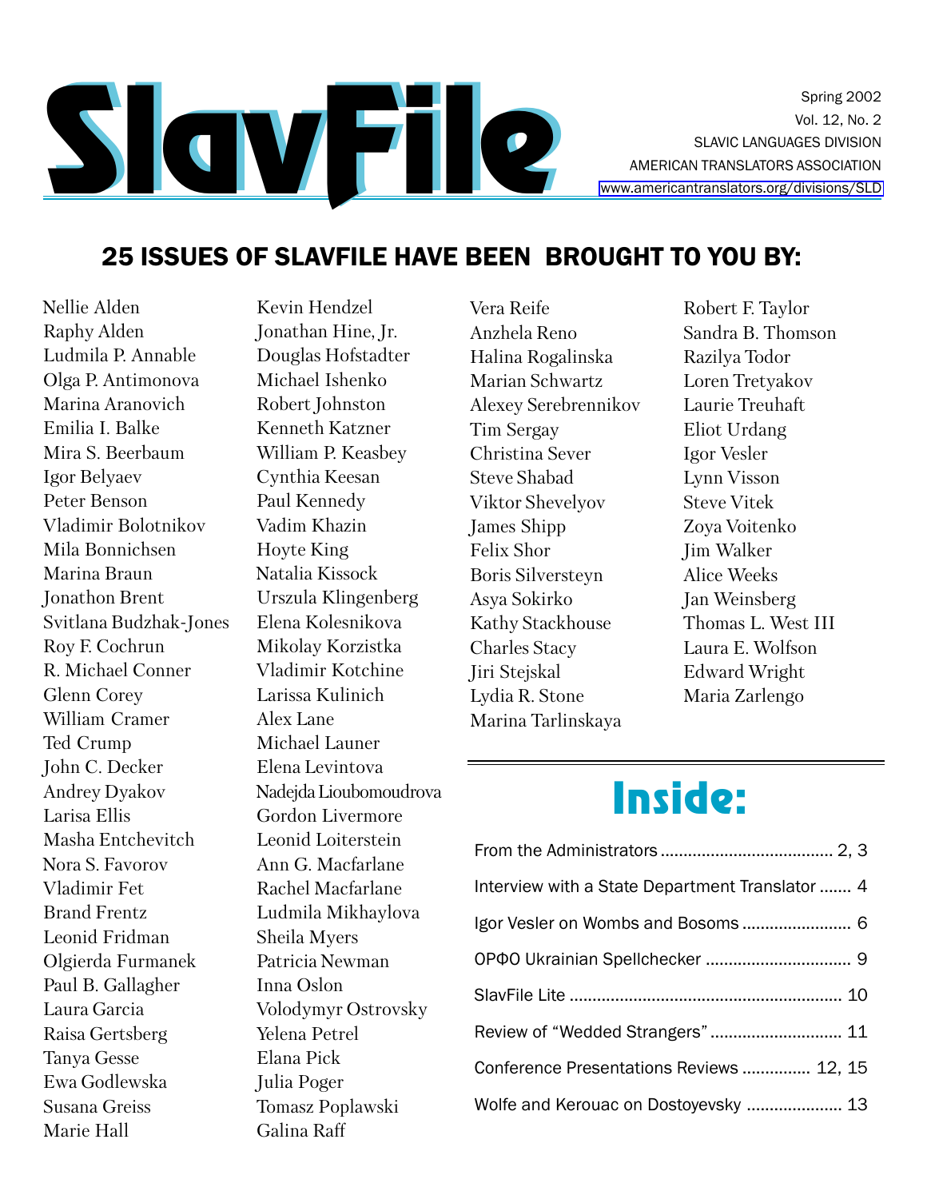# SlavFile

Spring 2002
Vol. 12, No. 2
SLAVIC LANGUAGES DIVISION
AMERICAN TRANSLATORS ASSOCIATION
www.americantranslators.org/divisions/SLD

## 25 ISSUES OF SLAVFILE HAVE BEEN BROUGHT TO YOU BY:

Nellie Alden
Raphy Alden
Ludmila P. Annable
Olga P. Antimonova
Marina Aranovich
Emilia I. Balke
Mira S. Beerbaum
Igor Belyaev
Peter Benson
Vladimir Bolotnikov
Mila Bonnichsen
Marina Braun
Jonathon Brent
Svitlana Budzhak-Jones
Roy F. Cochrun
R. Michael Conner
Glenn Corey
William Cramer
Ted Crump
John C. Decker
Andrey Dyakov
Larisa Ellis
Masha Entchevitch
Nora S. Favorov
Vladimir Fet
Brand Frentz
Leonid Fridman
Olgierda Furmanek
Paul B. Gallagher
Laura Garcia
Raisa Gertsberg
Tanya Gesse
Ewa Godlewska
Susana Greiss
Marie Hall
Kevin Hendzel
Jonathan Hine, Jr.
Douglas Hofstadter
Michael Ishenko
Robert Johnston
Kenneth Katzner
William P. Keasbey
Cynthia Keesan
Paul Kennedy
Vadim Khazin
Hoyte King
Natalia Kissock
Urszula Klingenberg
Elena Kolesnikova
Mikolay Korzistka
Vladimir Kotchine
Larissa Kulinich
Alex Lane
Michael Launer
Elena Levintova
Nadejda Lioubomoudrova
Gordon Livermore
Leonid Loiterstein
Ann G. Macfarlane
Rachel Macfarlane
Ludmila Mikhaylova
Sheila Myers
Patricia Newman
Inna Oslon
Volodymyr Ostrovsky
Yelena Petrel
Elana Pick
Julia Poger
Tomasz Poplawski
Galina Raff
Vera Reife
Anzhela Reno
Halina Rogalinska
Marian Schwartz
Alexey Serebrennikov
Tim Sergay
Christina Sever
Steve Shabad
Viktor Shevelyov
James Shipp
Felix Shor
Boris Silversteyn
Asya Sokirko
Kathy Stackhouse
Charles Stacy
Jiri Stejskal
Lydia R. Stone
Marina Tarlinskaya
Robert F. Taylor
Sandra B. Thomson
Razilya Todor
Loren Tretyakov
Laurie Treuhaft
Eliot Urdang
Igor Vesler
Lynn Visson
Steve Vitek
Zoya Voitenko
Jim Walker
Alice Weeks
Jan Weinsberg
Thomas L. West III
Laura E. Wolfson
Edward Wright
Maria Zarlengo

## Inside:

From the Administrators .................................... 2, 3
Interview with a State Department Translator ....... 4
Igor Vesler on Wombs and Bosoms ....................... 6
ОРФО Ukrainian Spellchecker ............................... 9
SlavFile Lite .......................................................... 10
Review of "Wedded Strangers" ............................ 11
Conference Presentations Reviews ............... 12, 15
Wolfe and Kerouac on Dostoyevsky .................... 13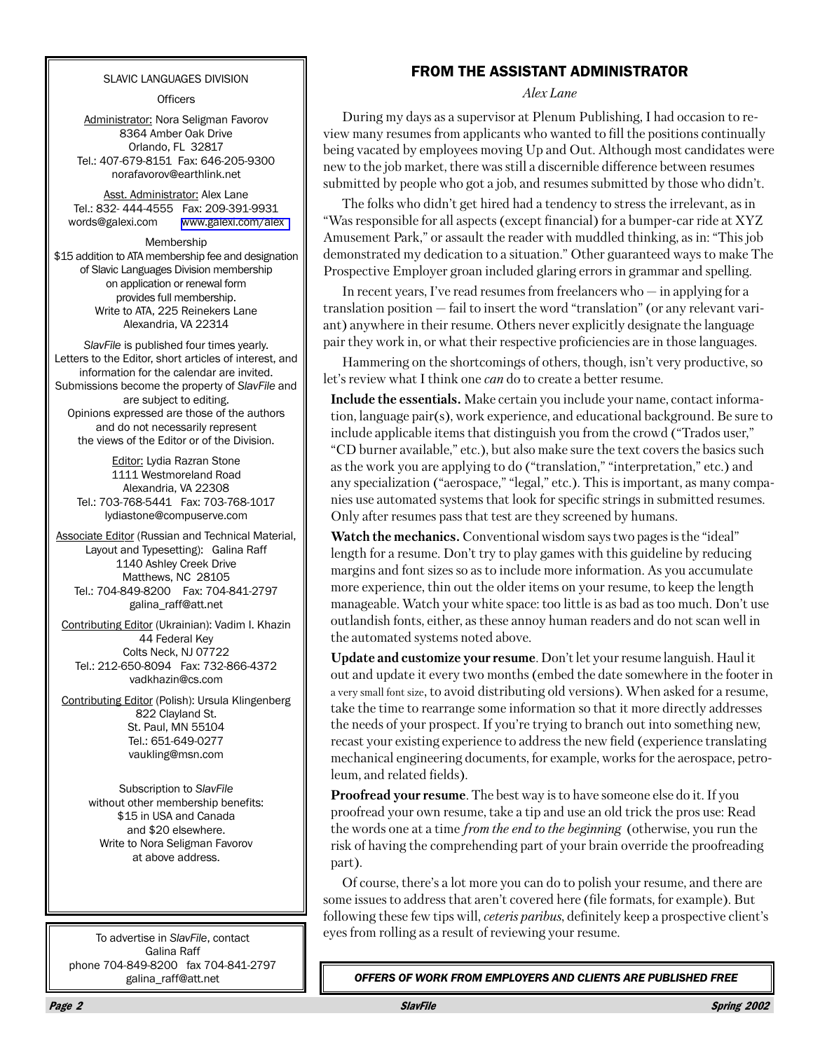SLAVIC LANGUAGES DIVISION

Officers

Administrator: Nora Seligman Favorov
8364 Amber Oak Drive
Orlando, FL 32817
Tel.: 407-679-8151 Fax: 646-205-9300
norafavorov@earthlink.net

Asst. Administrator: Alex Lane
Tel.: 832- 444-4555 Fax: 209-391-9931
words@galexi.com www.galexi.com/alex

Membership
$15 addition to ATA membership fee and designation of Slavic Languages Division membership on application or renewal form provides full membership.
Write to ATA, 225 Reinekers Lane
Alexandria, VA 22314

*SlavFile* is published four times yearly. Letters to the Editor, short articles of interest, and information for the calendar are invited. Submissions become the property of *SlavFile* and are subject to editing.
Opinions expressed are those of the authors and do not necessarily represent the views of the Editor or of the Division.

Editor: Lydia Razran Stone
1111 Westmoreland Road
Alexandria, VA 22308
Tel.: 703-768-5441 Fax: 703-768-1017
lydiastone@compuserve.com

Associate Editor (Russian and Technical Material, Layout and Typesetting): Galina Raff
1140 Ashley Creek Drive
Matthews, NC 28105
Tel.: 704-849-8200 Fax: 704-841-2797
galina_raff@att.net

Contributing Editor (Ukrainian): Vadim I. Khazin
44 Federal Key
Colts Neck, NJ 07722
Tel.: 212-650-8094 Fax: 732-866-4372
vadkhazin@cs.com

Contributing Editor (Polish): Ursula Klingenberg
822 Clayland St.
St. Paul, MN 55104
Tel.: 651-649-0277
vaukling@msn.com

Subscription to *SlavFile* without other membership benefits:
$15 in USA and Canada
and $20 elsewhere.
Write to Nora Seligman Favorov at above address.

To advertise in *SlavFile*, contact Galina Raff
phone 704-849-8200 fax 704-841-2797
galina_raff@att.net

## FROM THE ASSISTANT ADMINISTRATOR

*Alex Lane*

During my days as a supervisor at Plenum Publishing, I had occasion to review many resumes from applicants who wanted to fill the positions continually being vacated by employees moving Up and Out. Although most candidates were new to the job market, there was still a discernible difference between resumes submitted by people who got a job, and resumes submitted by those who didn't.

The folks who didn't get hired had a tendency to stress the irrelevant, as in "Was responsible for all aspects (except financial) for a bumper-car ride at XYZ Amusement Park," or assault the reader with muddled thinking, as in: "This job demonstrated my dedication to a situation." Other guaranteed ways to make The Prospective Employer groan included glaring errors in grammar and spelling.

In recent years, I've read resumes from freelancers who — in applying for a translation position — fail to insert the word "translation" (or any relevant variant) anywhere in their resume. Others never explicitly designate the language pair they work in, or what their respective proficiencies are in those languages.

Hammering on the shortcomings of others, though, isn't very productive, so let's review what I think one *can* do to create a better resume.

**Include the essentials.** Make certain you include your name, contact information, language pair(s), work experience, and educational background. Be sure to include applicable items that distinguish you from the crowd ("Trados user," "CD burner available," etc.), but also make sure the text covers the basics such as the work you are applying to do ("translation," "interpretation," etc.) and any specialization ("aerospace," "legal," etc.). This is important, as many companies use automated systems that look for specific strings in submitted resumes. Only after resumes pass that test are they screened by humans.

**Watch the mechanics.** Conventional wisdom says two pages is the "ideal" length for a resume. Don't try to play games with this guideline by reducing margins and font sizes so as to include more information. As you accumulate more experience, thin out the older items on your resume, to keep the length manageable. Watch your white space: too little is as bad as too much. Don't use outlandish fonts, either, as these annoy human readers and do not scan well in the automated systems noted above.

**Update and customize your resume**. Don't let your resume languish. Haul it out and update it every two months (embed the date somewhere in the footer in a very small font size, to avoid distributing old versions). When asked for a resume, take the time to rearrange some information so that it more directly addresses the needs of your prospect. If you're trying to branch out into something new, recast your existing experience to address the new field (experience translating mechanical engineering documents, for example, works for the aerospace, petroleum, and related fields).

**Proofread your resume**. The best way is to have someone else do it. If you proofread your own resume, take a tip and use an old trick the pros use: Read the words one at a time *from the end to the beginning* (otherwise, you run the risk of having the comprehending part of your brain override the proofreading part).

Of course, there's a lot more you can do to polish your resume, and there are some issues to address that aren't covered here (file formats, for example). But following these few tips will, *ceteris paribus*, definitely keep a prospective client's eyes from rolling as a result of reviewing your resume.

***OFFERS OF WORK FROM EMPLOYERS AND CLIENTS ARE PUBLISHED FREE***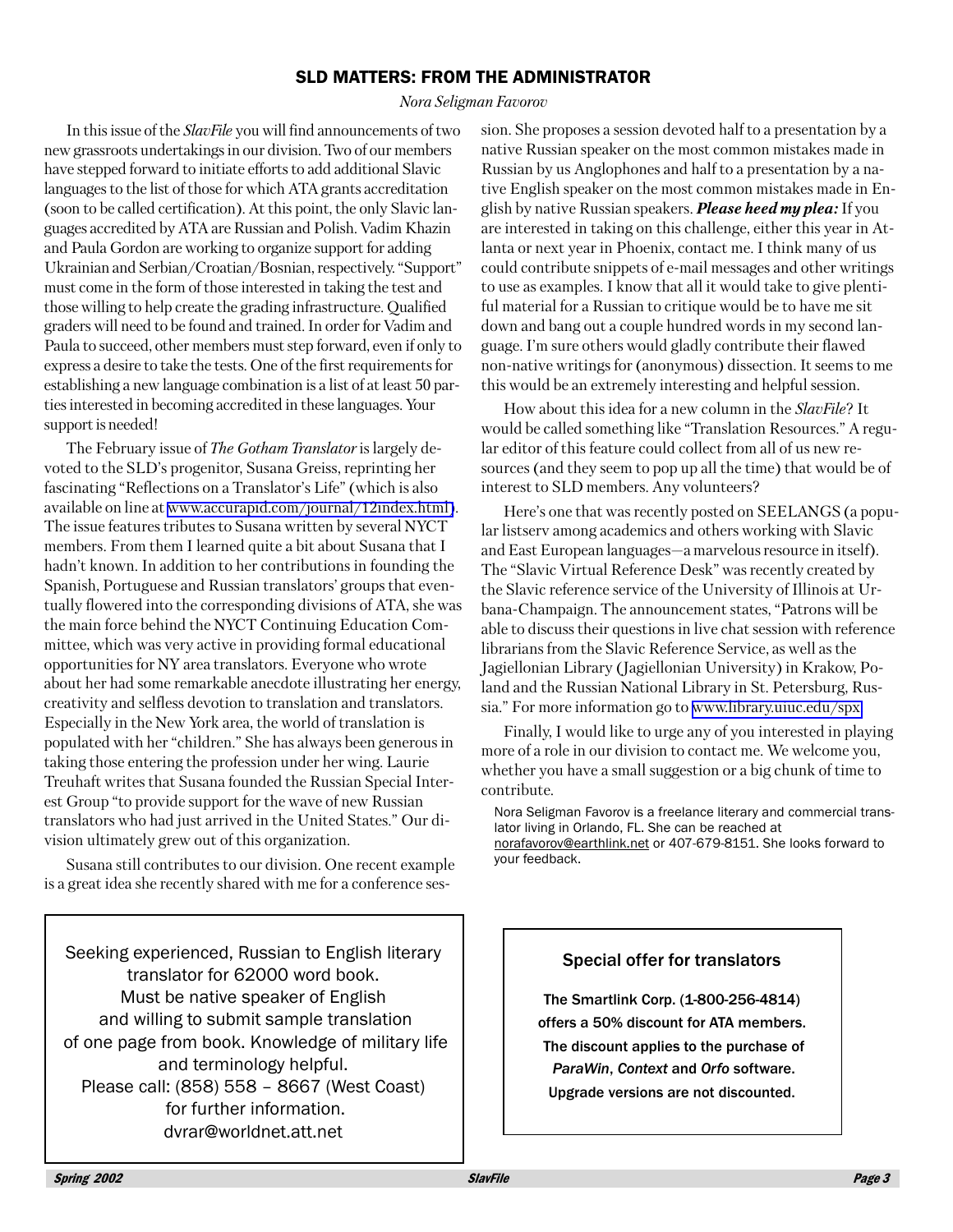## SLD MATTERS: FROM THE ADMINISTRATOR

*Nora Seligman Favorov*

In this issue of the *SlavFile* you will find announcements of two new grassroots undertakings in our division. Two of our members have stepped forward to initiate efforts to add additional Slavic languages to the list of those for which ATA grants accreditation (soon to be called certification). At this point, the only Slavic languages accredited by ATA are Russian and Polish. Vadim Khazin and Paula Gordon are working to organize support for adding Ukrainian and Serbian/Croatian/Bosnian, respectively. "Support" must come in the form of those interested in taking the test and those willing to help create the grading infrastructure. Qualified graders will need to be found and trained. In order for Vadim and Paula to succeed, other members must step forward, even if only to express a desire to take the tests. One of the first requirements for establishing a new language combination is a list of at least 50 parties interested in becoming accredited in these languages. Your support is needed!

The February issue of *The Gotham Translator* is largely devoted to the SLD's progenitor, Susana Greiss, reprinting her fascinating "Reflections on a Translator's Life" (which is also available on line at www.accurapid.com/journal/12index.html). The issue features tributes to Susana written by several NYCT members. From them I learned quite a bit about Susana that I hadn't known. In addition to her contributions in founding the Spanish, Portuguese and Russian translators' groups that eventually flowered into the corresponding divisions of ATA, she was the main force behind the NYCT Continuing Education Committee, which was very active in providing formal educational opportunities for NY area translators. Everyone who wrote about her had some remarkable anecdote illustrating her energy, creativity and selfless devotion to translation and translators. Especially in the New York area, the world of translation is populated with her "children." She has always been generous in taking those entering the profession under her wing. Laurie Treuhaft writes that Susana founded the Russian Special Interest Group "to provide support for the wave of new Russian translators who had just arrived in the United States." Our division ultimately grew out of this organization.

Susana still contributes to our division. One recent example is a great idea she recently shared with me for a conference session. She proposes a session devoted half to a presentation by a native Russian speaker on the most common mistakes made in Russian by us Anglophones and half to a presentation by a native English speaker on the most common mistakes made in English by native Russian speakers. ***Please heed my plea:*** If you are interested in taking on this challenge, either this year in Atlanta or next year in Phoenix, contact me. I think many of us could contribute snippets of e-mail messages and other writings to use as examples. I know that all it would take to give plentiful material for a Russian to critique would be to have me sit down and bang out a couple hundred words in my second language. I'm sure others would gladly contribute their flawed non-native writings for (anonymous) dissection. It seems to me this would be an extremely interesting and helpful session.

How about this idea for a new column in the *SlavFile*? It would be called something like "Translation Resources." A regular editor of this feature could collect from all of us new resources (and they seem to pop up all the time) that would be of interest to SLD members. Any volunteers?

Here's one that was recently posted on SEELANGS (a popular listserv among academics and others working with Slavic and East European languages—a marvelous resource in itself). The "Slavic Virtual Reference Desk" was recently created by the Slavic reference service of the University of Illinois at Urbana-Champaign. The announcement states, "Patrons will be able to discuss their questions in live chat session with reference librarians from the Slavic Reference Service, as well as the Jagiellonian Library (Jagiellonian University) in Krakow, Poland and the Russian National Library in St. Petersburg, Russia." For more information go to www.library.uiuc.edu/spx

Finally, I would like to urge any of you interested in playing more of a role in our division to contact me. We welcome you, whether you have a small suggestion or a big chunk of time to contribute.

Nora Seligman Favorov is a freelance literary and commercial translator living in Orlando, FL. She can be reached at norafavorov@earthlink.net or 407-679-8151. She looks forward to your feedback.

---

Seeking experienced, Russian to English literary translator for 62000 word book.
Must be native speaker of English and willing to submit sample translation of one page from book. Knowledge of military life and terminology helpful.
Please call: (858) 558 – 8667 (West Coast) for further information.
dvrar@worldnet.att.net

---

**Special offer for translators**

**The Smartlink Corp. (1-800-256-4814) offers a 50% discount for ATA members. The discount applies to the purchase of *ParaWin*, *Context* and *Orfo* software. Upgrade versions are not discounted.**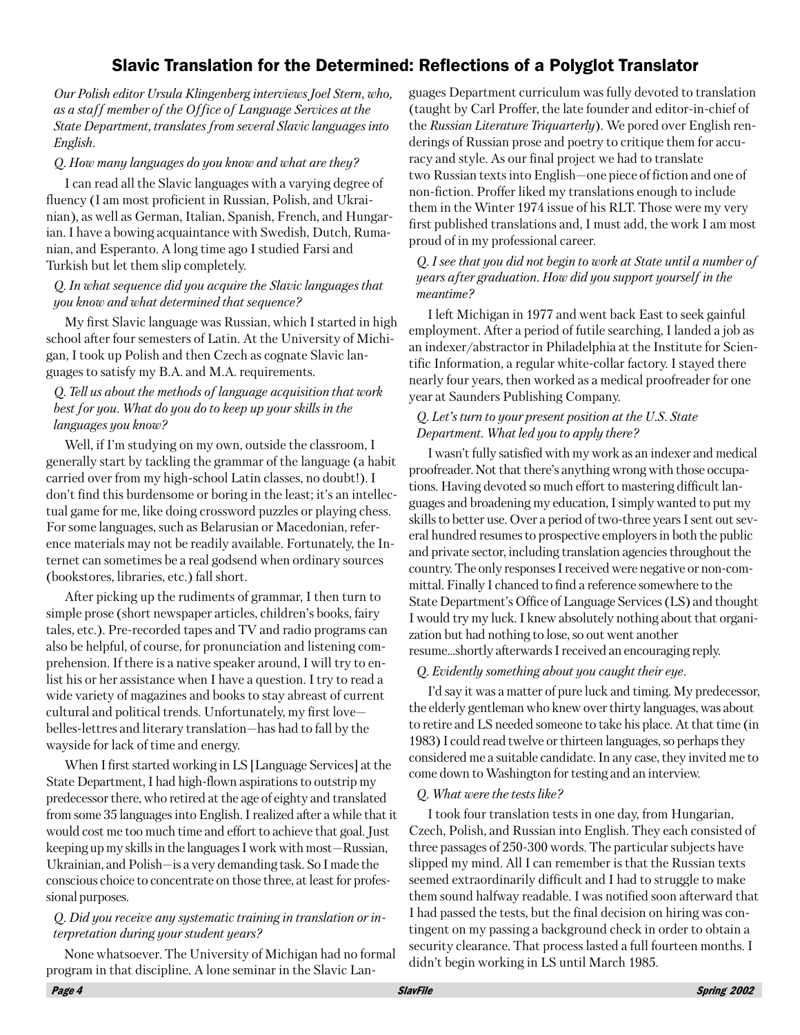## Slavic Translation for the Determined: Reflections of a Polyglot Translator

*Our Polish editor Ursula Klingenberg interviews Joel Stern, who, as a staff member of the Office of Language Services at the State Department, translates from several Slavic languages into English.*

*Q. How many languages do you know and what are they?*

I can read all the Slavic languages with a varying degree of fluency (I am most proficient in Russian, Polish, and Ukrainian), as well as German, Italian, Spanish, French, and Hungarian. I have a bowing acquaintance with Swedish, Dutch, Rumanian, and Esperanto. A long time ago I studied Farsi and Turkish but let them slip completely.

*Q. In what sequence did you acquire the Slavic languages that you know and what determined that sequence?*

My first Slavic language was Russian, which I started in high school after four semesters of Latin. At the University of Michigan, I took up Polish and then Czech as cognate Slavic languages to satisfy my B.A. and M.A. requirements.

*Q. Tell us about the methods of language acquisition that work best for you. What do you do to keep up your skills in the languages you know?*

Well, if I'm studying on my own, outside the classroom, I generally start by tackling the grammar of the language (a habit carried over from my high-school Latin classes, no doubt!). I don't find this burdensome or boring in the least; it's an intellectual game for me, like doing crossword puzzles or playing chess. For some languages, such as Belarusian or Macedonian, reference materials may not be readily available. Fortunately, the Internet can sometimes be a real godsend when ordinary sources (bookstores, libraries, etc.) fall short.

After picking up the rudiments of grammar, I then turn to simple prose (short newspaper articles, children's books, fairy tales, etc.). Pre-recorded tapes and TV and radio programs can also be helpful, of course, for pronunciation and listening comprehension. If there is a native speaker around, I will try to enlist his or her assistance when I have a question. I try to read a wide variety of magazines and books to stay abreast of current cultural and political trends. Unfortunately, my first love—belles-lettres and literary translation—has had to fall by the wayside for lack of time and energy.

When I first started working in LS [Language Services] at the State Department, I had high-flown aspirations to outstrip my predecessor there, who retired at the age of eighty and translated from some 35 languages into English. I realized after a while that it would cost me too much time and effort to achieve that goal. Just keeping up my skills in the languages I work with most—Russian, Ukrainian, and Polish—is a very demanding task. So I made the conscious choice to concentrate on those three, at least for professional purposes.

*Q. Did you receive any systematic training in translation or interpretation during your student years?*

None whatsoever. The University of Michigan had no formal program in that discipline. A lone seminar in the Slavic Languages Department curriculum was fully devoted to translation (taught by Carl Proffer, the late founder and editor-in-chief of the *Russian Literature Triquarterly*). We pored over English renderings of Russian prose and poetry to critique them for accuracy and style. As our final project we had to translate two Russian texts into English—one piece of fiction and one of non-fiction. Proffer liked my translations enough to include them in the Winter 1974 issue of his RLT. Those were my very first published translations and, I must add, the work I am most proud of in my professional career.

*Q. I see that you did not begin to work at State until a number of years after graduation. How did you support yourself in the meantime?*

I left Michigan in 1977 and went back East to seek gainful employment. After a period of futile searching, I landed a job as an indexer/abstractor in Philadelphia at the Institute for Scientific Information, a regular white-collar factory. I stayed there nearly four years, then worked as a medical proofreader for one year at Saunders Publishing Company.

*Q. Let's turn to your present position at the U.S. State Department. What led you to apply there?*

I wasn't fully satisfied with my work as an indexer and medical proofreader. Not that there's anything wrong with those occupations. Having devoted so much effort to mastering difficult languages and broadening my education, I simply wanted to put my skills to better use. Over a period of two-three years I sent out several hundred resumes to prospective employers in both the public and private sector, including translation agencies throughout the country. The only responses I received were negative or non-committal. Finally I chanced to find a reference somewhere to the State Department's Office of Language Services (LS) and thought I would try my luck. I knew absolutely nothing about that organization but had nothing to lose, so out went another resume...shortly afterwards I received an encouraging reply.

*Q. Evidently something about you caught their eye.*

I'd say it was a matter of pure luck and timing. My predecessor, the elderly gentleman who knew over thirty languages, was about to retire and LS needed someone to take his place. At that time (in 1983) I could read twelve or thirteen languages, so perhaps they considered me a suitable candidate. In any case, they invited me to come down to Washington for testing and an interview.

*Q. What were the tests like?*

I took four translation tests in one day, from Hungarian, Czech, Polish, and Russian into English. They each consisted of three passages of 250-300 words. The particular subjects have slipped my mind. All I can remember is that the Russian texts seemed extraordinarily difficult and I had to struggle to make them sound halfway readable. I was notified soon afterward that I had passed the tests, but the final decision on hiring was contingent on my passing a background check in order to obtain a security clearance. That process lasted a full fourteen months. I didn't begin working in LS until March 1985.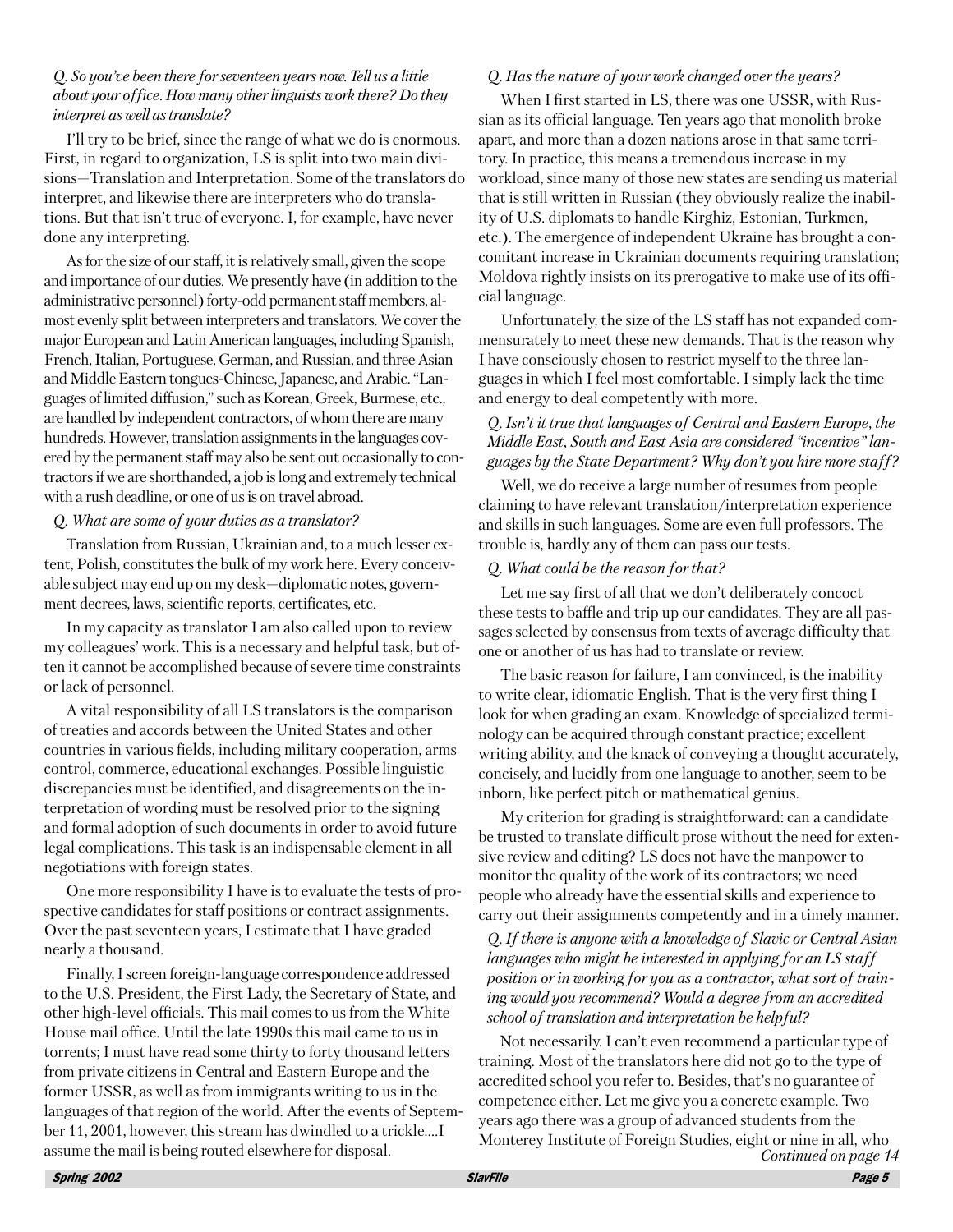*Q. So you've been there for seventeen years now. Tell us a little about your office. How many other linguists work there? Do they interpret as well as translate?*

I'll try to be brief, since the range of what we do is enormous. First, in regard to organization, LS is split into two main divisions—Translation and Interpretation. Some of the translators do interpret, and likewise there are interpreters who do translations. But that isn't true of everyone. I, for example, have never done any interpreting.

As for the size of our staff, it is relatively small, given the scope and importance of our duties. We presently have (in addition to the administrative personnel) forty-odd permanent staff members, almost evenly split between interpreters and translators. We cover the major European and Latin American languages, including Spanish, French, Italian, Portuguese, German, and Russian, and three Asian and Middle Eastern tongues-Chinese, Japanese, and Arabic. "Languages of limited diffusion," such as Korean, Greek, Burmese, etc., are handled by independent contractors, of whom there are many hundreds. However, translation assignments in the languages covered by the permanent staff may also be sent out occasionally to contractors if we are shorthanded, a job is long and extremely technical with a rush deadline, or one of us is on travel abroad.

*Q. What are some of your duties as a translator?*

Translation from Russian, Ukrainian and, to a much lesser extent, Polish, constitutes the bulk of my work here. Every conceivable subject may end up on my desk—diplomatic notes, government decrees, laws, scientific reports, certificates, etc.

In my capacity as translator I am also called upon to review my colleagues' work. This is a necessary and helpful task, but often it cannot be accomplished because of severe time constraints or lack of personnel.

A vital responsibility of all LS translators is the comparison of treaties and accords between the United States and other countries in various fields, including military cooperation, arms control, commerce, educational exchanges. Possible linguistic discrepancies must be identified, and disagreements on the interpretation of wording must be resolved prior to the signing and formal adoption of such documents in order to avoid future legal complications. This task is an indispensable element in all negotiations with foreign states.

One more responsibility I have is to evaluate the tests of prospective candidates for staff positions or contract assignments. Over the past seventeen years, I estimate that I have graded nearly a thousand.

Finally, I screen foreign-language correspondence addressed to the U.S. President, the First Lady, the Secretary of State, and other high-level officials. This mail comes to us from the White House mail office. Until the late 1990s this mail came to us in torrents; I must have read some thirty to forty thousand letters from private citizens in Central and Eastern Europe and the former USSR, as well as from immigrants writing to us in the languages of that region of the world. After the events of September 11, 2001, however, this stream has dwindled to a trickle....I assume the mail is being routed elsewhere for disposal.

*Q. Has the nature of your work changed over the years?*

When I first started in LS, there was one USSR, with Russian as its official language. Ten years ago that monolith broke apart, and more than a dozen nations arose in that same territory. In practice, this means a tremendous increase in my workload, since many of those new states are sending us material that is still written in Russian (they obviously realize the inability of U.S. diplomats to handle Kirghiz, Estonian, Turkmen, etc.). The emergence of independent Ukraine has brought a concomitant increase in Ukrainian documents requiring translation; Moldova rightly insists on its prerogative to make use of its official language.

Unfortunately, the size of the LS staff has not expanded commensurately to meet these new demands. That is the reason why I have consciously chosen to restrict myself to the three languages in which I feel most comfortable. I simply lack the time and energy to deal competently with more.

*Q. Isn't it true that languages of Central and Eastern Europe, the Middle East, South and East Asia are considered "incentive" languages by the State Department? Why don't you hire more staff?*

Well, we do receive a large number of resumes from people claiming to have relevant translation/interpretation experience and skills in such languages. Some are even full professors. The trouble is, hardly any of them can pass our tests.

*Q. What could be the reason for that?*

Let me say first of all that we don't deliberately concoct these tests to baffle and trip up our candidates. They are all passages selected by consensus from texts of average difficulty that one or another of us has had to translate or review.

The basic reason for failure, I am convinced, is the inability to write clear, idiomatic English. That is the very first thing I look for when grading an exam. Knowledge of specialized terminology can be acquired through constant practice; excellent writing ability, and the knack of conveying a thought accurately, concisely, and lucidly from one language to another, seem to be inborn, like perfect pitch or mathematical genius.

My criterion for grading is straightforward: can a candidate be trusted to translate difficult prose without the need for extensive review and editing? LS does not have the manpower to monitor the quality of the work of its contractors; we need people who already have the essential skills and experience to carry out their assignments competently and in a timely manner.

*Q. If there is anyone with a knowledge of Slavic or Central Asian languages who might be interested in applying for an LS staff position or in working for you as a contractor, what sort of training would you recommend? Would a degree from an accredited school of translation and interpretation be helpful?*

Not necessarily. I can't even recommend a particular type of training. Most of the translators here did not go to the type of accredited school you refer to. Besides, that's no guarantee of competence either. Let me give you a concrete example. Two years ago there was a group of advanced students from the Monterey Institute of Foreign Studies, eight or nine in all, who

*Continued on page 14*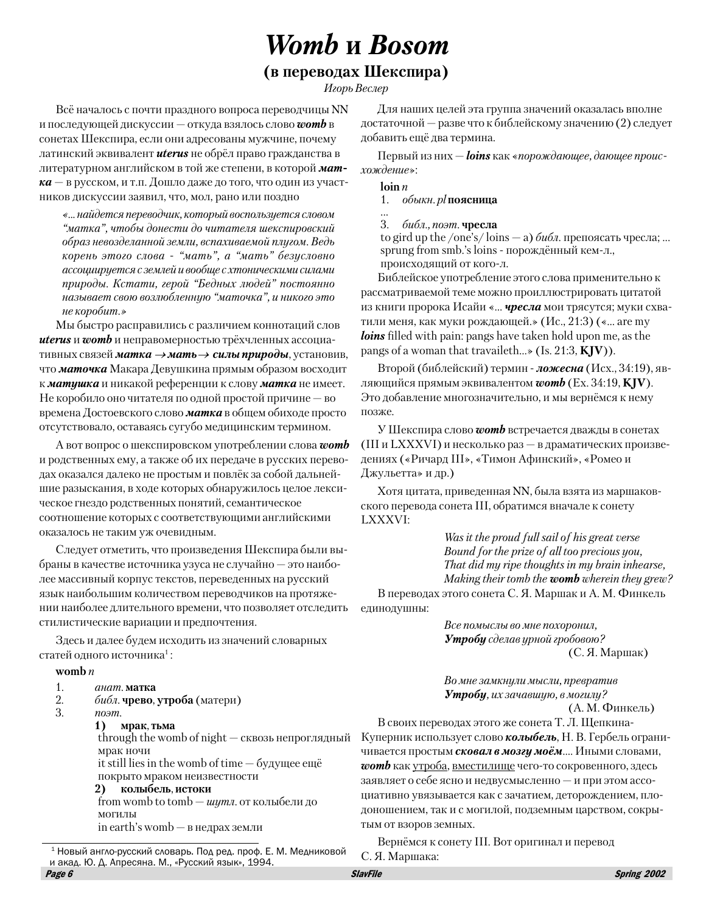# *Womb* и *Bosom*

## (в переводах Шекспира)

*Игорь Веслер*

Всё началось с почти праздного вопроса переводчицы NN и последующей дискуссии — откуда взялось слово ***womb*** в сонетах Шекспира, если они адресованы мужчине, почему латинский эквивалент ***uterus*** не обрёл право гражданства в литературном английском в той же степени, в которой ***матка*** — в русском, и т.п. Дошло даже до того, что один из участников дискуссии заявил, что, мол, рано или поздно

> *«... найдется переводчик, который воспользуется словом “матка”, чтобы донести до читателя шекспировский образ невозделанной земли, вспахиваемой плугом. Ведь корень этого слова - “мать”, а “мать” безусловно ассоциируется с землей и вообще с хтоническими силами природы. Кстати, герой “Бедных людей” постоянно называет свою возлюбленную “маточка”, и никого это не коробит.»*

Мы быстро расправились с различием коннотаций слов ***uterus*** и ***womb*** и неправомерностью трёхчленных ассоциативных связей ***матка → мать → силы природы***, установив, что ***маточка*** Макара Девушкина прямым образом восходит к ***матушка*** и никакой референции к слову ***матка*** не имеет. Не коробило оно читателя по одной простой причине — во времена Достоевского слово ***матка*** в общем обиходе просто отсутствовало, оставаясь сугубо медицинским термином.

А вот вопрос о шекспировском употреблении слова ***womb*** и родственных ему, а также об их передаче в русских переводах оказался далеко не простым и повлёк за собой дальнейшие разыскания, в ходе которых обнаружилось целое лексическое гнездо родственных понятий, семантическое соотношение которых с соответствующими английскими оказалось не таким уж очевидным.

Следует отметить, что произведения Шекспира были выбраны в качестве источника узуса не случайно — это наиболее массивный корпус текстов, переведенных на русский язык наибольшим количеством переводчиков на протяжении наиболее длительного времени, что позволяет отследить стилистические вариации и предпочтения.

Здесь и далее будем исходить из значений словарных статей одного источника[1]:

**womb** *n*

1. *анат.* **матка**
2. *библ.* **чрево**, **утроба** (матери)
3. *поэт.*
   1) **мрак**, **тьма**
   through the womb of night — сквозь непроглядный мрак ночи
   it still lies in the womb of time — будущее ещё покрыто мраком неизвестности
   2) **колыбель**, **истоки**
   from womb to tomb — *шутл.* от колыбели до могилы
   in earth's womb — в недрах земли

Для наших целей эта группа значений оказалась вполне достаточной — разве что к библейскому значению (2) следует добавить ещё два термина.

Первый из них — ***loins*** как «*порождающее, дающее происхождение*»:

**loin** *n*

1. *обыкн. pl* **поясница**

...

3. *библ., поэт.* **чресла**
   to gird up the /one's/ loins — а) *библ.* препоясать чресла; ...
   sprung from smb.'s loins - порождённый кем-л., происходящий от кого-л.

Библейское употребление этого слова применительно к рассматриваемой теме можно проиллюстрировать цитатой из книги пророка Исаии «... ***чресла*** мои трясутся; муки схватили меня, как муки рождающей.» (Ис., 21:3) («... are my ***loins*** filled with pain: pangs have taken hold upon me, as the pangs of a woman that travaileth...» (Is. 21:3, **KJV**)).

Второй (библейский) термин - ***ложесна*** (Исх., 34:19), являющийся прямым эквивалентом ***womb*** (Ex. 34:19, **KJV**). Это добавление многозначительно, и мы вернёмся к нему позже.

У Шекспира слово ***womb*** встречается дважды в сонетах (III и LXXXVI) и несколько раз — в драматических произведениях («Ричард III», «Тимон Афинский», «Ромео и Джульетта» и др.)

Хотя цитата, приведенная NN, была взята из маршаковского перевода сонета III, обратимся вначале к сонету LXXXVI:

> *Was it the proud full sail of his great verse*
> *Bound for the prize of all too precious you,*
> *That did my ripe thoughts in my brain inhearse,*
> *Making their tomb the **womb** wherein they grew?*

В переводах этого сонета С. Я. Маршак и А. М. Финкель единодушны:

> *Все помыслы во мне похоронил,*
> ***Утробу** сделав урной гробовою?*
> (С. Я. Маршак)

> *Во мне замкнули мысли, превратив*
> ***Утробу**, их зачавшую, в могилу?*
> (А. М. Финкель)

В своих переводах этого же сонета Т. Л. Щепкина-Куперник использует слово ***колыбель***, Н. В. Гербель ограничивается простым ***сковал в мозгу моём***.... Иными словами, ***womb*** как утроба, вместилище чего-то сокровенного, здесь заявляет о себе ясно и недвусмысленно — и при этом ассоциативно увязывается как с зачатием, деторождением, плодоношением, так и с могилой, подземным царством, сокрытым от взоров земных.

Вернёмся к сонету III. Вот оригинал и перевод С. Я. Маршака:

---

[1] Новый англо-русский словарь. Под ред. проф. Е. М. Медниковой и акад. Ю. Д. Апресяна. М., «Русский язык», 1994.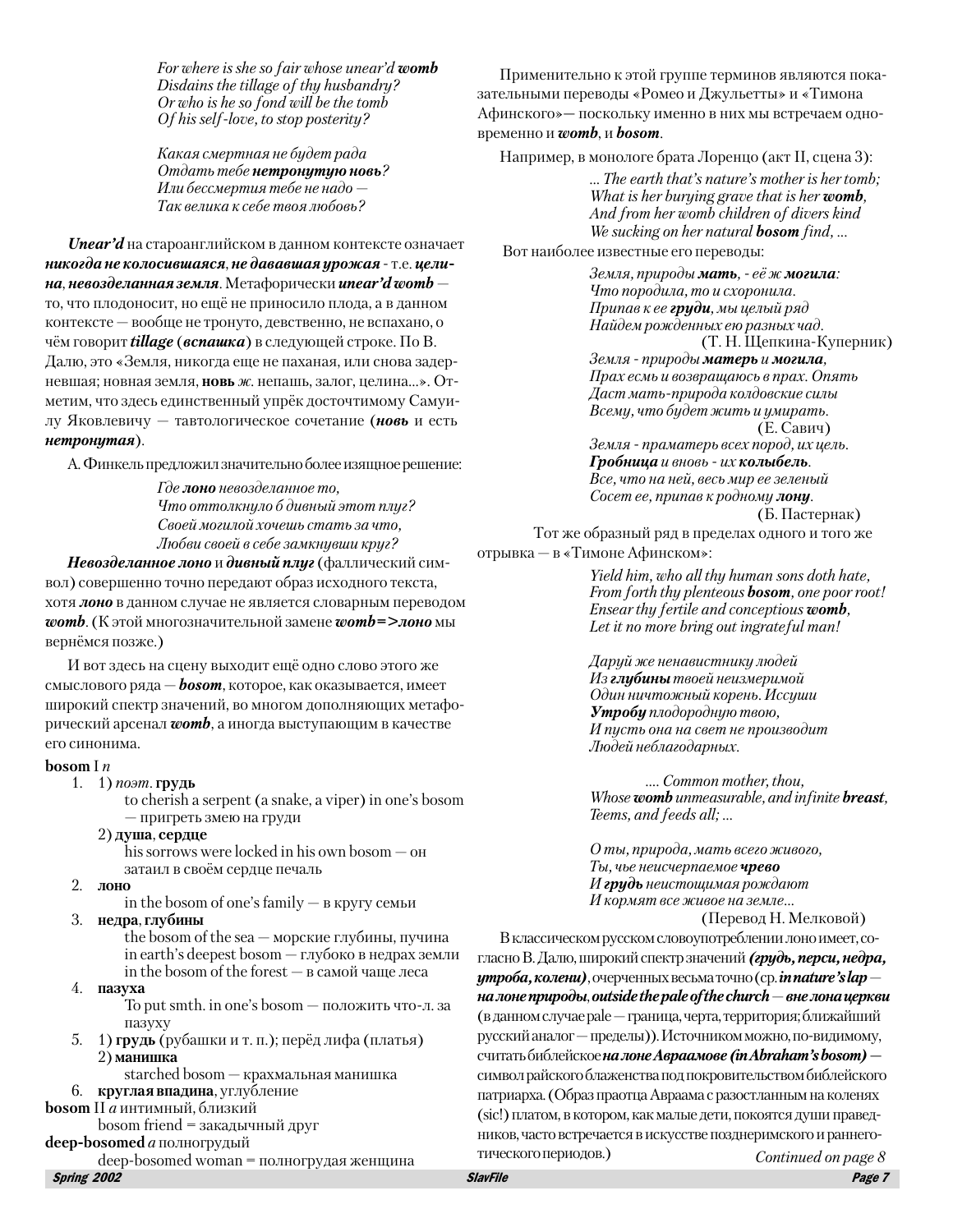*For where is she so fair whose unear'd **womb***
*Disdains the tillage of thy husbandry?*
*Or who is he so fond will be the tomb*
*Of his self-love, to stop posterity?*

*Какая смертная не будет рада*
*Отдать тебе **нетронутую новь**?*
*Или бессмертия тебе не надо —*
*Так велика к себе твоя любовь?*

***Unear'd*** на староанглийском в данном контексте означает ***никогда не колосившаяся***, ***не дававшая урожая*** - т.е. ***целина***, ***невозделанная земля***. Метафорически ***unear'd womb*** — то, что плодоносит, но ещё не приносило плода, а в данном контексте — вообще не тронуто, девственно, не вспахано, о чём говорит ***tillage*** (***вспашка***) в следующей строке. По В. Далю, это «Земля, никогда еще не паханая, или снова задерневшая; новая земля, **новь** *ж.* непашь, залог, целина...». Отметим, что здесь единственный упрёк досточтимому Самуилу Яковлевичу — тавтологическое сочетание (***новь*** и есть ***нетронутая***).

А. Финкель предложил значительно более изящное решение:

*Где **лоно** невозделанное то,*
*Что оттолкнуло б дивный этот плуг?*
*Своей могилой хочешь стать за что,*
*Любви своей в себе замкнувши круг?*

***Невозделанное лоно*** и ***дивный плуг*** (фаллический символ) совершенно точно передают образ исходного текста, хотя ***лоно*** в данном случае не является словарным переводом ***womb***. (К этой многозначительной замене ***womb=>лоно*** мы вернёмся позже.)

И вот здесь на сцену выходит ещё одно слово этого же смыслового ряда — ***bosom***, которое, как оказывается, имеет широкий спектр значений, во многом дополняющих метафорический арсенал ***womb***, а иногда выступающим в качестве его синонима.

**bosom** I *n*

1. 1) *поэт.* **грудь**
   to cherish a serpent (a snake, a viper) in one's bosom — пригреть змею на груди
   2) **душа**, **сердце**
   his sorrows were locked in his own bosom — он затаил в своём сердце печаль
2. **лоно**
   in the bosom of one's family — в кругу семьи
3. **недра**, **глубины**
   the bosom of the sea — морские глубины, пучина
   in earth's deepest bosom — глубоко в недрах земли
   in the bosom of the forest — в самой чаще леса
4. **пазуха**
   To put smth. in one's bosom — положить что-л. за пазуху
5. 1) **грудь** (рубашки и т. п.); перёд лифа (платья)
   2) **манишка**
   starched bosom — крахмальная манишка
6. **круглая впадина**, углубление

**bosom** II *a* интимный, близкий
bosom friend = закадычный друг

**deep-bosomed** *a* полногрудый
deep-bosomed woman = полногрудая женщина

Применительно к этой группе терминов являются показательными переводы «Ромео и Джульетты» и «Тимона Афинского»— поскольку именно в них мы встречаем одновременно и ***womb***, и ***bosom***.

Например, в монологе брата Лоренцо (акт II, сцена 3):

*... The earth that's nature's mother is her tomb;*
*What is her burying grave that is her **womb**,*
*And from her womb children of divers kind*
*We sucking on her natural **bosom** find, ...*

Вот наиболее известные его переводы:

*Земля, природы **мать**, - её ж **могила**:*
*Что породила, то и схоронила.*
*Припав к ее **груди**, мы целый ряд*
*Найдем рожденных ею разных чад.*
(Т. Н. Щепкина-Куперник)

*Земля - природы **матерь** и **могила**,*
*Прах есмь и возвращаюсь в прах. Опять*
*Даст мать-природа колдовские силы*
*Всему, что будет жить и умирать.*
(Е. Савич)

*Земля - праматерь всех пород, их цель.*
***Гробница** и вновь - их **колыбель**.*
*Все, что на ней, весь мир ее зеленый*
*Сосет ее, припав к родному **лону**.*
(Б. Пастернак)

Тот же образный ряд в пределах одного и того же отрывка — в «Тимоне Афинском»:

*Yield him, who all thy human sons doth hate,*
*From forth thy plenteous **bosom**, one poor root!*
*Ensear thy fertile and conceptious **womb**,*
*Let it no more bring out ingrateful man!*

*Даруй же ненавистнику людей*
*Из **глубины** твоей неизмеримой*
*Один ничтожный корень. Иссуши*
***Утробу** плодородную твою,*
*И пусть она на свет не производит*
*Людей неблагодарных.*

*.... Common mother, thou,*
*Whose **womb** unmeasurable, and infinite **breast**,*
*Teems, and feeds all; ...*

*О ты, природа, мать всего живого,*
*Ты, чье неисчерпаемое **чрево***
*И **грудь** неистощимая рождают*
*И кормят все живое на земле...*
(Перевод Н. Мелковой)

В классическом русском словоупотреблении лоно имеет, согласно В. Далю, широкий спектр значений ***(грудь, перси, недра, утроба, колени)***, очерченных весьма точно (ср. ***in nature's lap — на лоне природы***, ***outside the pale of the church — вне лона церкви*** (в данном случае pale — граница, черта, территория; ближайший русский аналог — пределы)). Источником можно, по-видимому, считать библейское ***на лоне Авраамове (in Abraham's bosom)*** — символ райского блаженства под покровительством библейского патриарха. (Образ праотца Авраама с разостланным на коленях (sic!) платом, в котором, как малые дети, покоятся души праведников, часто встречается в искусстве позднеримского и раннеготического периодов.)

*Continued on page 8*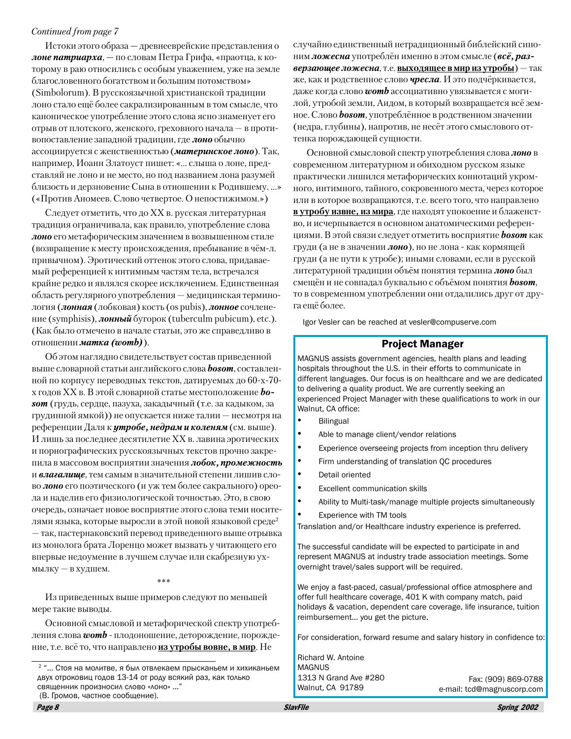*Continued from page 7*

Истоки этого образа — древнееврейские представления о ***лоне патриарха***, — по словам Петра Грифа, «праотца, к которому в раю относились с особым уважением, уже на земле благословенного богатством и большим потомством» (Simbolorum). В русскоязычной христианской традиции лоно стало ещё более сакрализированным в том смысле, что каноническое употребление этого слова ясно знаменует его отрыв от плотского, женского, греховного начала — в противопоставление западной традиции, где ***лоно*** обычно ассоциируется с женственностью (***материнское лоно***). Так, например, Иоанн Златоуст пишет: «... слыша о лоне, представляй не лоно и не место, но под названием лона разумей близость и дерзновение Сына в отношении к Родившему. ...» («Против Аномеев. Слово четвертое. О непостижимом.»)

Следует отметить, что до XX в. русская литературная традиция ограничивала, как правило, употребление слова ***лоно*** его метафорическим значением в возвышенном стиле (возвращение к месту происхождения, пребывание в чём-л. привычном). Эротический оттенок этого слова, придаваемый референцией к интимным частям тела, встречался крайне редко и являлся скорее исключением. Единственная область регулярного употребления — медицинская терминология (***лонная*** (лобковая) кость (os pubis), ***лонное*** сочленение (symphisis), ***лонный*** бугорок (tuberculm pubicum), etc.). (Как было отмечено в начале статьи, это же справедливо в отношении ***матка (womb)***).

Об этом наглядно свидетельствует состав приведенной выше словарной статьи английского слова ***bosom***, составленной по корпусу переводных текстов, датируемых до 60-х-70-х годов XX в. В этой словарной статье местоположение ***bosom*** (грудь, сердце, пазуха, закадычный (т.е. за кадыком, за грудинной ямкой)) не опускается ниже талии — несмотря на референции Даля к ***утробе, недрам и коленям*** (см. выше). И лишь за последнее десятилетие XX в. лавина эротических и порнографических русскоязычных текстов прочно закрепила в массовом восприятии значения ***лобок, промежность*** и ***влагалище***, тем самым в значительной степени лишив слово ***лоно*** его поэтического (и уж тем более сакрального) ореола и наделив его физиологической точностью. Это, в свою очередь, означает новое восприятие этого слова теми носителями языка, которые выросли в этой новой языковой среде[2] — так, пастернаковский перевод приведенного выше отрывка из монолога брата Лоренцо может вызвать у читающего его впервые недоумение в лучшем случае или скабрезную ухмылку — в худшем.

\*\*\*

Из приведенных выше примеров следуют по меньшей мере такие выводы.

Основной смысловой и метафорической спектр употребления слова ***womb*** - плодоношение, деторождение, порождение, т.е. всё то, что направлено **<u>из утробы вовне, в мир</u>**. Не случайно единственный нетрадиционный библейский синоним ***ложесна*** употреблён именно в этом смысле (***всё, разверзающее ложесна***, т.е. **<u>выходящее в мир из утробы</u>**) — так же, как и родственное слово ***чресла***. И это подчёркивается, даже когда слово ***womb*** ассоциативно увязывается с могилой, утробой земли, Аидом, в который возвращается всё земное. Слово ***bosom***, употреблённое в родственном значении (недра, глубины), напротив, не несёт этого смыслового оттенка порождающей сущности.

Основной смысловой спектр употребления слова ***лоно*** в современном литературном и обиходном русском языке практически лишился метафорических коннотаций укромного, интимного, тайного, сокровенного места, через которое или в которое возвращаются, т.е. всего того, что направлено **<u>в утробу извне, из мира</u>**, где находят упокоение и блаженство, и исчерпывается в основном анатомическими референциями. В этой связи следует отметить восприятие ***bosom*** как груди (а не в значении ***лоно***), но не лона - как кормящей груди (а не пути к утробе); иными словами, если в русской литературной традиции объём понятия термина ***лоно*** был смещён и не совпадал буквально с объёмом понятия ***bosom***, то в современном употреблении они отдалились друг от друга ещё более.

Igor Vesler can be reached at vesler@compuserve.com

[2] "... Стоя на молитве, я был отвлекаем прысканьем и хихиканьем двух отроковиц годов 13-14 от роду всякий раз, как только священник произносил слово «лоно» ..."
(В. Громов, частное сообщение).

## Project Manager

MAGNUS assists government agencies, health plans and leading hospitals throughout the U.S. in their efforts to communicate in different languages. Our focus is on healthcare and we are dedicated to delivering a quality product. We are currently seeking an experienced Project Manager with these qualifications to work in our Walnut, CA office:

- Bilingual
- Able to manage client/vendor relations
- Experience overseeing projects from inception thru delivery
- Firm understanding of translation QC procedures
- Detail oriented
- Excellent communication skills
- Ability to Multi-task/manage multiple projects simultaneously
- Experience with TM tools

Translation and/or Healthcare industry experience is preferred.

The successful candidate will be expected to participate in and represent MAGNUS at industry trade association meetings. Some overnight travel/sales support will be required.

We enjoy a fast-paced, casual/professional office atmosphere and offer full healthcare coverage, 401 K with company match, paid holidays & vacation, dependent care coverage, life insurance, tuition reimbursement... you get the picture.

For consideration, forward resume and salary history in confidence to:

Richard W. Antoine
MAGNUS
1313 N Grand Ave #280
Walnut, CA 91789

Fax: (909) 869-0788
e-mail: tcd@magnuscorp.com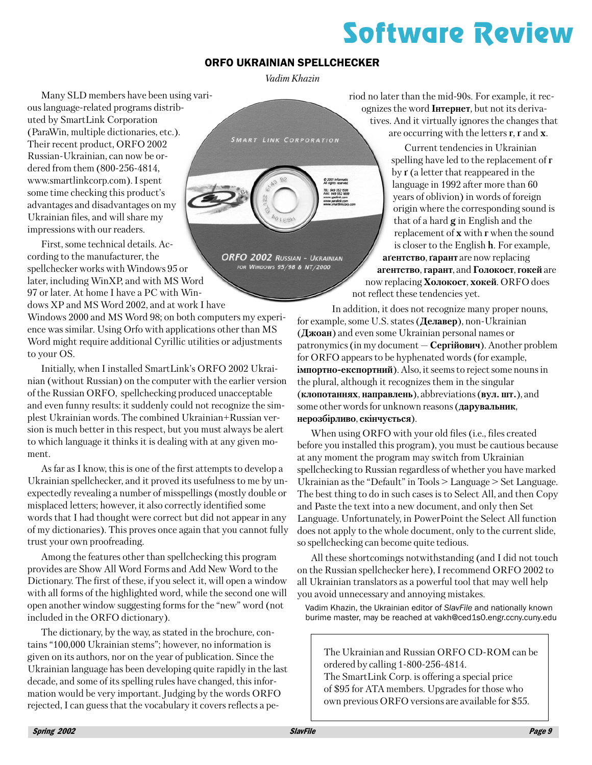## ORFO UKRAINIAN SPELLCHECKER

*Vadim Khazin*

Many SLD members have been using various language-related programs distributed by SmartLink Corporation (ParaWin, multiple dictionaries, etc.). Their recent product, ORFO 2002 Russian-Ukrainian, can now be ordered from them (800-256-4814, www.smartlinkcorp.com). I spent some time checking this product's advantages and disadvantages on my Ukrainian files, and will share my impressions with our readers.

First, some technical details. According to the manufacturer, the spellchecker works with Windows 95 or later, including WinXP, and with MS Word 97 or later. At home I have a PC with Windows XP and MS Word 2002, and at work I have Windows 2000 and MS Word 98; on both computers my experience was similar. Using Orfo with applications other than MS Word might require additional Cyrillic utilities or adjustments to your OS.

Initially, when I installed SmartLink's ORFO 2002 Ukrainian (without Russian) on the computer with the earlier version of the Russian ORFO, spellchecking produced unacceptable and even funny results: it suddenly could not recognize the simplest Ukrainian words. The combined Ukrainian+Russian version is much better in this respect, but you must always be alert to which language it thinks it is dealing with at any given moment.

As far as I know, this is one of the first attempts to develop a Ukrainian spellchecker, and it proved its usefulness to me by unexpectedly revealing a number of misspellings (mostly double or misplaced letters; however, it also correctly identified some words that I had thought were correct but did not appear in any of my dictionaries). This proves once again that you cannot fully trust your own proofreading.

Among the features other than spellchecking this program provides are Show All Word Forms and Add New Word to the Dictionary. The first of these, if you select it, will open a window with all forms of the highlighted word, while the second one will open another window suggesting forms for the "new" word (not included in the ORFO dictionary).

The dictionary, by the way, as stated in the brochure, contains "100,000 Ukrainian stems"; however, no information is given on its authors, nor on the year of publication. Since the Ukrainian language has been developing quite rapidly in the last decade, and some of its spelling rules have changed, this information would be very important. Judging by the words ORFO rejected, I can guess that the vocabulary it covers reflects a period no later than the mid-90s. For example, it recognizes the word **Інтернет**, but not its derivatives. And it virtually ignores the changes that are occurring with the letters **г**, **ґ** and **х**.

Current tendencies in Ukrainian spelling have led to the replacement of **г** by **ґ** (a letter that reappeared in the language in 1992 after more than 60 years of oblivion) in words of foreign origin where the corresponding sound is that of a hard **g** in English and the replacement of **х** with **г** when the sound is closer to the English **h**. For example, **аґентство**, **ґарант** are now replacing **агентство**, **гарант**, and **Голокост**, **гокей** are now replacing **Холокост**, **хокей**. ORFO does not reflect these tendencies yet.

In addition, it does not recognize many proper nouns, for example, some U.S. states (**Делавер**), non-Ukrainian (**Джоан**) and even some Ukrainian personal names or patronymics (in my document — **Сергійович**). Another problem for ORFO appears to be hyphenated words (for example, **імпортно-експортний**). Also, it seems to reject some nouns in the plural, although it recognizes them in the singular (**клопотаннях**, **направлень**), abbreviations (**вул. шт.**), and some other words for unknown reasons (**дарувальник**, **нерозбірливо**, **скінчується**).

When using ORFO with your old files (i.e., files created before you installed this program), you must be cautious because at any moment the program may switch from Ukrainian spellchecking to Russian regardless of whether you have marked Ukrainian as the "Default" in Tools > Language > Set Language. The best thing to do in such cases is to Select All, and then Copy and Paste the text into a new document, and only then Set Language. Unfortunately, in PowerPoint the Select All function does not apply to the whole document, only to the current slide, so spellchecking can become quite tedious.

All these shortcomings notwithstanding (and I did not touch on the Russian spellchecker here), I recommend ORFO 2002 to all Ukrainian translators as a powerful tool that may well help you avoid unnecessary and annoying mistakes.

Vadim Khazin, the Ukrainian editor of *SlavFile* and nationally known burime master, may be reached at vakh@ced1s0.engr.ccny.cuny.edu

---

The Ukrainian and Russian ORFO CD-ROM can be ordered by calling 1-800-256-4814.
The SmartLink Corp. is offering a special price of $95 for ATA members. Upgrades for those who own previous ORFO versions are available for $55.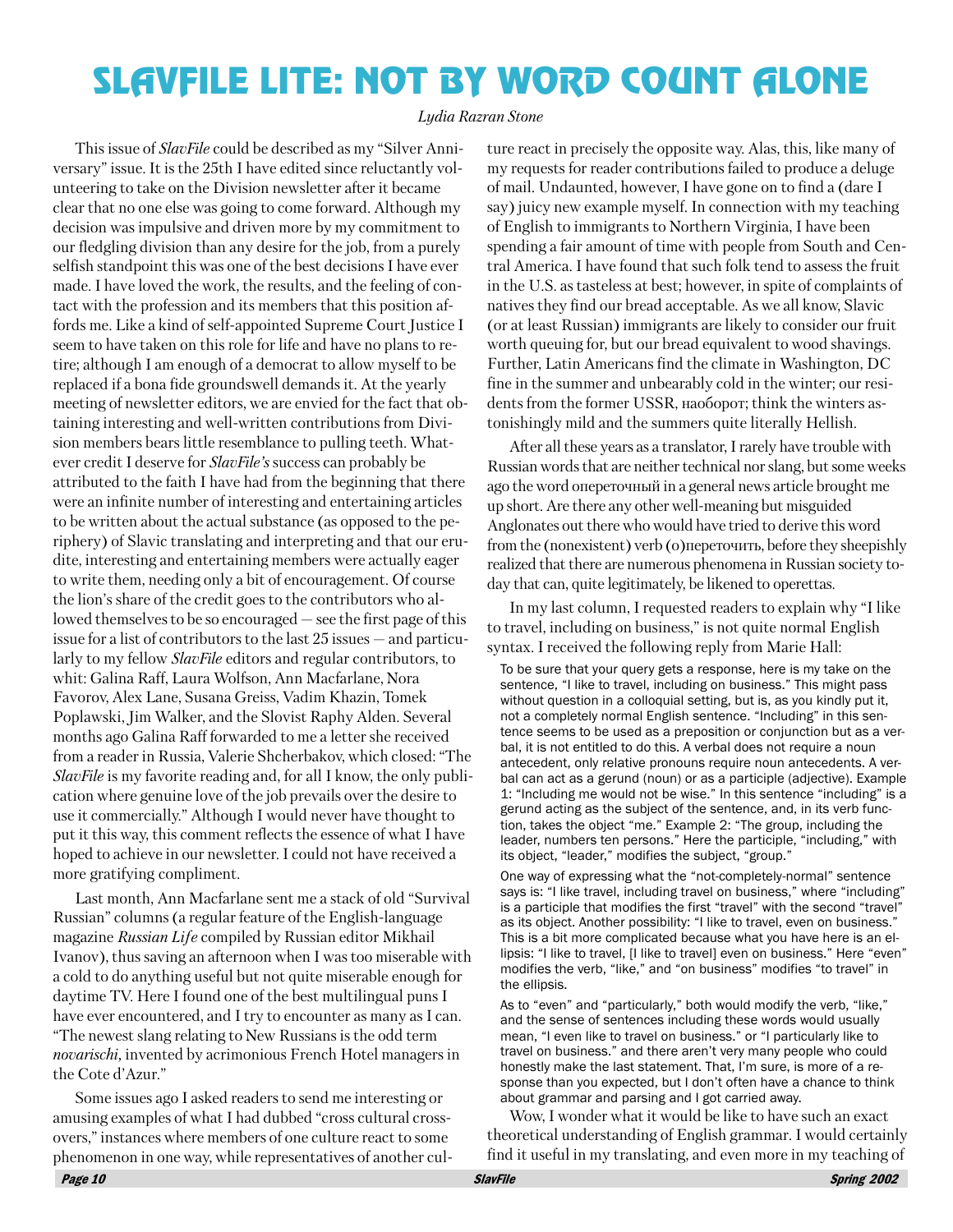# SLAVFILE LITE: NOT BY WORD COUNT ALONE

*Lydia Razran Stone*

This issue of *SlavFile* could be described as my "Silver Anniversary" issue. It is the 25th I have edited since reluctantly volunteering to take on the Division newsletter after it became clear that no one else was going to come forward. Although my decision was impulsive and driven more by my commitment to our fledgling division than any desire for the job, from a purely selfish standpoint this was one of the best decisions I have ever made. I have loved the work, the results, and the feeling of contact with the profession and its members that this position affords me. Like a kind of self-appointed Supreme Court Justice I seem to have taken on this role for life and have no plans to retire; although I am enough of a democrat to allow myself to be replaced if a bona fide groundswell demands it. At the yearly meeting of newsletter editors, we are envied for the fact that obtaining interesting and well-written contributions from Division members bears little resemblance to pulling teeth. Whatever credit I deserve for *SlavFile's* success can probably be attributed to the faith I have had from the beginning that there were an infinite number of interesting and entertaining articles to be written about the actual substance (as opposed to the periphery) of Slavic translating and interpreting and that our erudite, interesting and entertaining members were actually eager to write them, needing only a bit of encouragement. Of course the lion's share of the credit goes to the contributors who allowed themselves to be so encouraged — see the first page of this issue for a list of contributors to the last 25 issues — and particularly to my fellow *SlavFile* editors and regular contributors, to whit: Galina Raff, Laura Wolfson, Ann Macfarlane, Nora Favorov, Alex Lane, Susana Greiss, Vadim Khazin, Tomek Poplawski, Jim Walker, and the Slovist Raphy Alden. Several months ago Galina Raff forwarded to me a letter she received from a reader in Russia, Valerie Shcherbakov, which closed: "The *SlavFile* is my favorite reading and, for all I know, the only publication where genuine love of the job prevails over the desire to use it commercially." Although I would never have thought to put it this way, this comment reflects the essence of what I have hoped to achieve in our newsletter. I could not have received a more gratifying compliment.

Last month, Ann Macfarlane sent me a stack of old "Survival Russian" columns (a regular feature of the English-language magazine *Russian Life* compiled by Russian editor Mikhail Ivanov), thus saving an afternoon when I was too miserable with a cold to do anything useful but not quite miserable enough for daytime TV. Here I found one of the best multilingual puns I have ever encountered, and I try to encounter as many as I can. "The newest slang relating to New Russians is the odd term *novarischi*, invented by acrimonious French Hotel managers in the Cote d'Azur."

Some issues ago I asked readers to send me interesting or amusing examples of what I had dubbed "cross cultural crossovers," instances where members of one culture react to some phenomenon in one way, while representatives of another culture react in precisely the opposite way. Alas, this, like many of my requests for reader contributions failed to produce a deluge of mail. Undaunted, however, I have gone on to find a (dare I say) juicy new example myself. In connection with my teaching of English to immigrants to Northern Virginia, I have been spending a fair amount of time with people from South and Central America. I have found that such folk tend to assess the fruit in the U.S. as tasteless at best; however, in spite of complaints of natives they find our bread acceptable. As we all know, Slavic (or at least Russian) immigrants are likely to consider our fruit worth queuing for, but our bread equivalent to wood shavings. Further, Latin Americans find the climate in Washington, DC fine in the summer and unbearably cold in the winter; our residents from the former USSR, наоборот; think the winters astonishingly mild and the summers quite literally Hellish.

After all these years as a translator, I rarely have trouble with Russian words that are neither technical nor slang, but some weeks ago the word опереточный in a general news article brought me up short. Are there any other well-meaning but misguided Anglonates out there who would have tried to derive this word from the (nonexistent) verb (о)переточить, before they sheepishly realized that there are numerous phenomena in Russian society today that can, quite legitimately, be likened to operettas.

In my last column, I requested readers to explain why "I like to travel, including on business," is not quite normal English syntax. I received the following reply from Marie Hall:

> To be sure that your query gets a response, here is my take on the sentence, "I like to travel, including on business." This might pass without question in a colloquial setting, but is, as you kindly put it, not a completely normal English sentence. "Including" in this sentence seems to be used as a preposition or conjunction but as a verbal, it is not entitled to do this. A verbal does not require a noun antecedent, only relative pronouns require noun antecedents. A verbal can act as a gerund (noun) or as a participle (adjective). Example 1: "Including me would not be wise." In this sentence "including" is a gerund acting as the subject of the sentence, and, in its verb function, takes the object "me." Example 2: "The group, including the leader, numbers ten persons." Here the participle, "including," with its object, "leader," modifies the subject, "group."
>
> One way of expressing what the "not-completely-normal" sentence says is: "I like travel, including travel on business," where "including" is a participle that modifies the first "travel" with the second "travel" as its object. Another possibility: "I like to travel, even on business." This is a bit more complicated because what you have here is an ellipsis: "I like to travel, [I like to travel] even on business." Here "even" modifies the verb, "like," and "on business" modifies "to travel" in the ellipsis.
>
> As to "even" and "particularly," both would modify the verb, "like," and the sense of sentences including these words would usually mean, "I even like to travel on business." or "I particularly like to travel on business." and there aren't very many people who could honestly make the last statement. That, I'm sure, is more of a response than you expected, but I don't often have a chance to think about grammar and parsing and I got carried away.

Wow, I wonder what it would be like to have such an exact theoretical understanding of English grammar. I would certainly find it useful in my translating, and even more in my teaching of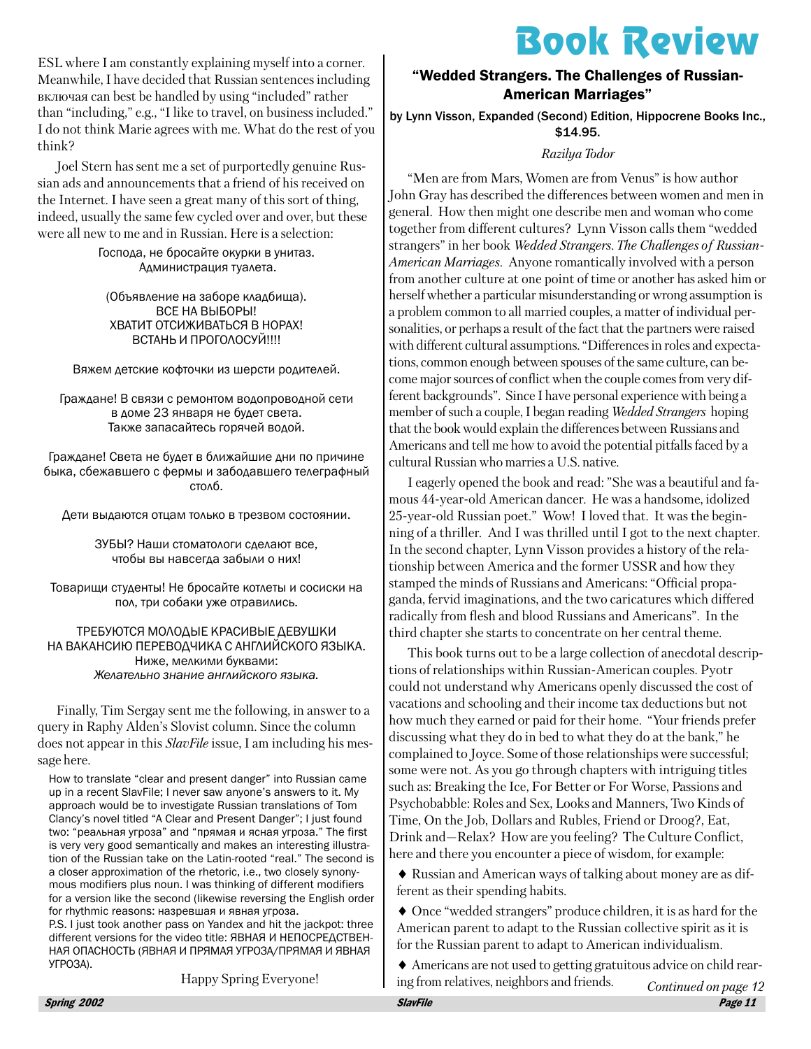ESL where I am constantly explaining myself into a corner. Meanwhile, I have decided that Russian sentences including включая can best be handled by using "included" rather than "including," e.g., "I like to travel, on business included." I do not think Marie agrees with me. What do the rest of you think?

Joel Stern has sent me a set of purportedly genuine Russian ads and announcements that a friend of his received on the Internet. I have seen a great many of this sort of thing, indeed, usually the same few cycled over and over, but these were all new to me and in Russian. Here is a selection:

Господа, не бросайте окурки в унитаз.
Администрация туалета.

(Объявление на заборе кладбища).
ВСЕ НА ВЫБОРЫ!
ХВАТИТ ОТСИЖИВАТЬСЯ В НОРАХ!
ВСТАНЬ И ПРОГОЛОСУЙ!!!!

Вяжем детские кофточки из шерсти родителей.

Граждане! В связи с ремонтом водопроводной сети в доме 23 января не будет света.
Также запасайтесь горячей водой.

Граждане! Света не будет в ближайшие дни по причине быка, сбежавшего с фермы и забодавшего телеграфный столб.

Дети выдаются отцам только в трезвом состоянии.

ЗУБЫ? Наши стоматологи сделают все, чтобы вы навсегда забыли о них!

Товарищи студенты! Не бросайте котлеты и сосиски на пол, три собаки уже отравились.

ТРЕБУЮТСЯ МОЛОДЫЕ КРАСИВЫЕ ДЕВУШКИ НА ВАКАНСИЮ ПЕРЕВОДЧИКА С АНГЛИЙСКОГО ЯЗЫКА.
Ниже, мелкими буквами:
*Желательно знание английского языка.*

Finally, Tim Sergay sent me the following, in answer to a query in Raphy Alden's Slovist column. Since the column does not appear in this *SlavFile* issue, I am including his message here.

> How to translate "clear and present danger" into Russian came up in a recent SlavFile; I never saw anyone's answers to it. My approach would be to investigate Russian translations of Tom Clancy's novel titled "A Clear and Present Danger"; I just found two: "реальная угроза" and "прямая и ясная угроза." The first is very very good semantically and makes an interesting illustration of the Russian take on the Latin-rooted "real." The second is a closer approximation of the rhetoric, i.e., two closely synonymous modifiers plus noun. I was thinking of different modifiers for a version like the second (likewise reversing the English order for rhythmic reasons: назревшая и явная угроза.
> P.S. I just took another pass on Yandex and hit the jackpot: three different versions for the video title: ЯВНАЯ И НЕПОСРЕДСТВЕННАЯ ОПАСНОСТЬ (ЯВНАЯ И ПРЯМАЯ УГРОЗА/ПРЯМАЯ И ЯВНАЯ УГРОЗА).

Happy Spring Everyone!

# Book Review

## "Wedded Strangers. The Challenges of Russian-American Marriages"

**by Lynn Visson, Expanded (Second) Edition, Hippocrene Books Inc., $14.95.**

*Razilya Todor*

"Men are from Mars, Women are from Venus" is how author John Gray has described the differences between women and men in general. How then might one describe men and woman who come together from different cultures? Lynn Visson calls them "wedded strangers" in her book *Wedded Strangers. The Challenges of Russian-American Marriages*. Anyone romantically involved with a person from another culture at one point of time or another has asked him or herself whether a particular misunderstanding or wrong assumption is a problem common to all married couples, a matter of individual personalities, or perhaps a result of the fact that the partners were raised with different cultural assumptions. "Differences in roles and expectations, common enough between spouses of the same culture, can become major sources of conflict when the couple comes from very different backgrounds". Since I have personal experience with being a member of such a couple, I began reading *Wedded Strangers* hoping that the book would explain the differences between Russians and Americans and tell me how to avoid the potential pitfalls faced by a cultural Russian who marries a U.S. native.

I eagerly opened the book and read: "She was a beautiful and famous 44-year-old American dancer. He was a handsome, idolized 25-year-old Russian poet." Wow! I loved that. It was the beginning of a thriller. And I was thrilled until I got to the next chapter. In the second chapter, Lynn Visson provides a history of the relationship between America and the former USSR and how they stamped the minds of Russians and Americans: "Official propaganda, fervid imaginations, and the two caricatures which differed radically from flesh and blood Russians and Americans". In the third chapter she starts to concentrate on her central theme.

This book turns out to be a large collection of anecdotal descriptions of relationships within Russian-American couples. Pyotr could not understand why Americans openly discussed the cost of vacations and schooling and their income tax deductions but not how much they earned or paid for their home. "Your friends prefer discussing what they do in bed to what they do at the bank," he complained to Joyce. Some of those relationships were successful; some were not. As you go through chapters with intriguing titles such as: Breaking the Ice, For Better or For Worse, Passions and Psychobabble: Roles and Sex, Looks and Manners, Two Kinds of Time, On the Job, Dollars and Rubles, Friend or Droog?, Eat, Drink and—Relax? How are you feeling? The Culture Conflict, here and there you encounter a piece of wisdom, for example:

- Russian and American ways of talking about money are as different as their spending habits.
- Once "wedded strangers" produce children, it is as hard for the American parent to adapt to the Russian collective spirit as it is for the Russian parent to adapt to American individualism.
- Americans are not used to getting gratuitous advice on child rearing from relatives, neighbors and friends.

*Continued on page 12*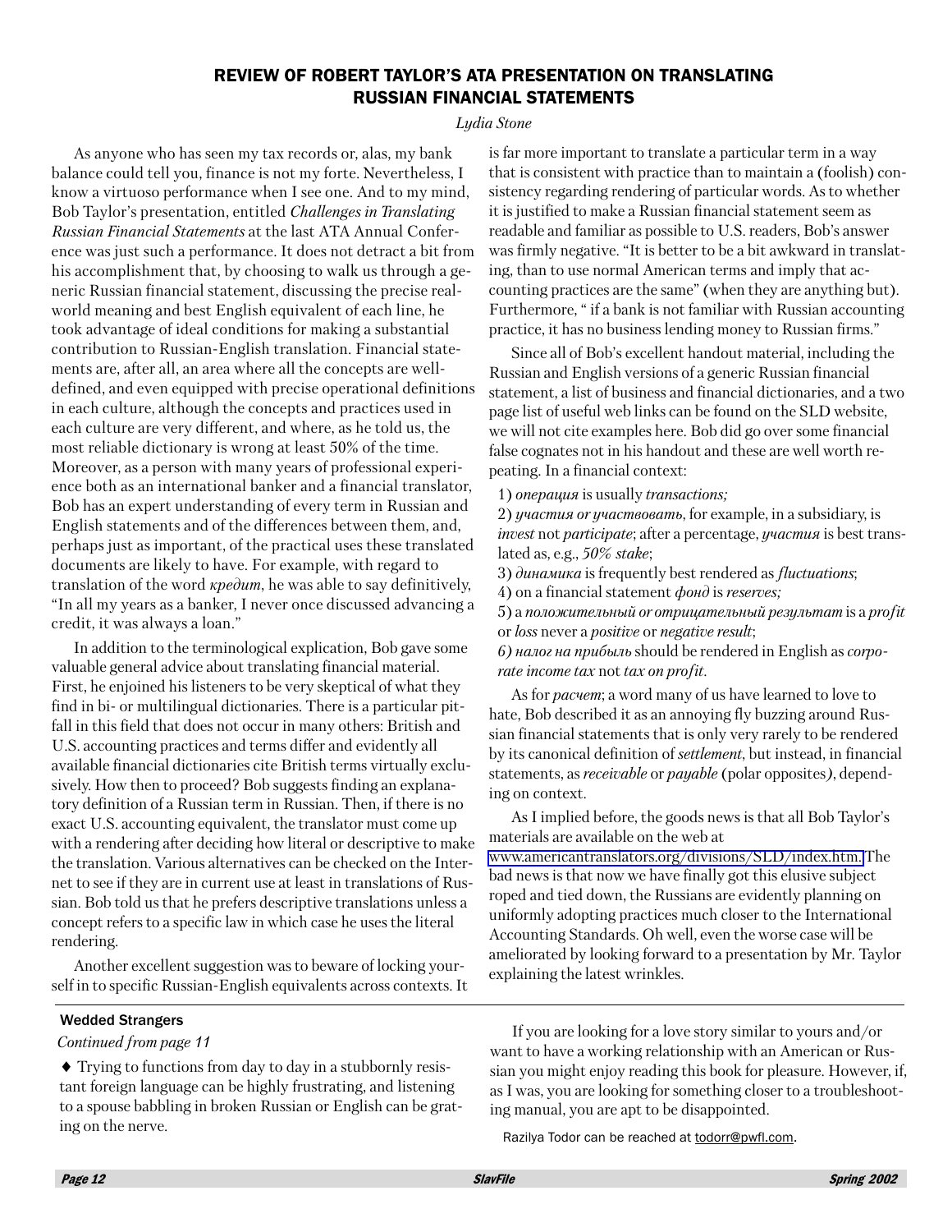# REVIEW OF ROBERT TAYLOR'S ATA PRESENTATION ON TRANSLATING RUSSIAN FINANCIAL STATEMENTS

*Lydia Stone*

As anyone who has seen my tax records or, alas, my bank balance could tell you, finance is not my forte. Nevertheless, I know a virtuoso performance when I see one. And to my mind, Bob Taylor's presentation, entitled *Challenges in Translating Russian Financial Statements* at the last ATA Annual Conference was just such a performance. It does not detract a bit from his accomplishment that, by choosing to walk us through a generic Russian financial statement, discussing the precise real-world meaning and best English equivalent of each line, he took advantage of ideal conditions for making a substantial contribution to Russian-English translation. Financial statements are, after all, an area where all the concepts are well-defined, and even equipped with precise operational definitions in each culture, although the concepts and practices used in each culture are very different, and where, as he told us, the most reliable dictionary is wrong at least 50% of the time. Moreover, as a person with many years of professional experience both as an international banker and a financial translator, Bob has an expert understanding of every term in Russian and English statements and of the differences between them, and, perhaps just as important, of the practical uses these translated documents are likely to have. For example, with regard to translation of the word *кредит*, he was able to say definitively, "In all my years as a banker, I never once discussed advancing a credit, it was always a loan."

In addition to the terminological explication, Bob gave some valuable general advice about translating financial material. First, he enjoined his listeners to be very skeptical of what they find in bi- or multilingual dictionaries. There is a particular pitfall in this field that does not occur in many others: British and U.S. accounting practices and terms differ and evidently all available financial dictionaries cite British terms virtually exclusively. How then to proceed? Bob suggests finding an explanatory definition of a Russian term in Russian. Then, if there is no exact U.S. accounting equivalent, the translator must come up with a rendering after deciding how literal or descriptive to make the translation. Various alternatives can be checked on the Internet to see if they are in current use at least in translations of Russian. Bob told us that he prefers descriptive translations unless a concept refers to a specific law in which case he uses the literal rendering.

Another excellent suggestion was to beware of locking yourself in to specific Russian-English equivalents across contexts. It is far more important to translate a particular term in a way that is consistent with practice than to maintain a (foolish) consistency regarding rendering of particular words. As to whether it is justified to make a Russian financial statement seem as readable and familiar as possible to U.S. readers, Bob's answer was firmly negative. "It is better to be a bit awkward in translating, than to use normal American terms and imply that accounting practices are the same" (when they are anything but). Furthermore, " if a bank is not familiar with Russian accounting practice, it has no business lending money to Russian firms."

Since all of Bob's excellent handout material, including the Russian and English versions of a generic Russian financial statement, a list of business and financial dictionaries, and a two page list of useful web links can be found on the SLD website, we will not cite examples here. Bob did go over some financial false cognates not in his handout and these are well worth repeating. In a financial context:

1) *операция* is usually *transactions;*
2) *участия or участвовать*, for example, in a subsidiary, is *invest* not *participate*; after a percentage, *участия* is best translated as, e.g., *50% stake*;
3) *динамика* is frequently best rendered as *fluctuations*;
4) on a financial statement *фонд* is *reserves;*
5) a *положительный or отрицательный результат* is a *profit* or *loss* never a *positive* or *negative result*;
6) *налог на прибыль* should be rendered in English as *corporate income tax* not *tax on profit*.

As for *расчет*; a word many of us have learned to love to hate, Bob described it as an annoying fly buzzing around Russian financial statements that is only very rarely to be rendered by its canonical definition of *settlement*, but instead, in financial statements, as *receivable* or *payable* (polar opposites*)*, depending on context.

As I implied before, the goods news is that all Bob Taylor's materials are available on the web at www.americantranslators.org/divisions/SLD/index.htm. The bad news is that now we have finally got this elusive subject roped and tied down, the Russians are evidently planning on uniformly adopting practices much closer to the International Accounting Standards. Oh well, even the worse case will be ameliorated by looking forward to a presentation by Mr. Taylor explaining the latest wrinkles.

---

**Wedded Strangers**

*Continued from page 11*

♦ Trying to functions from day to day in a stubbornly resistant foreign language can be highly frustrating, and listening to a spouse babbling in broken Russian or English can be grating on the nerve.

If you are looking for a love story similar to yours and/or want to have a working relationship with an American or Russian you might enjoy reading this book for pleasure. However, if, as I was, you are looking for something closer to a troubleshooting manual, you are apt to be disappointed.

Razilya Todor can be reached at todorr@pwfl.com.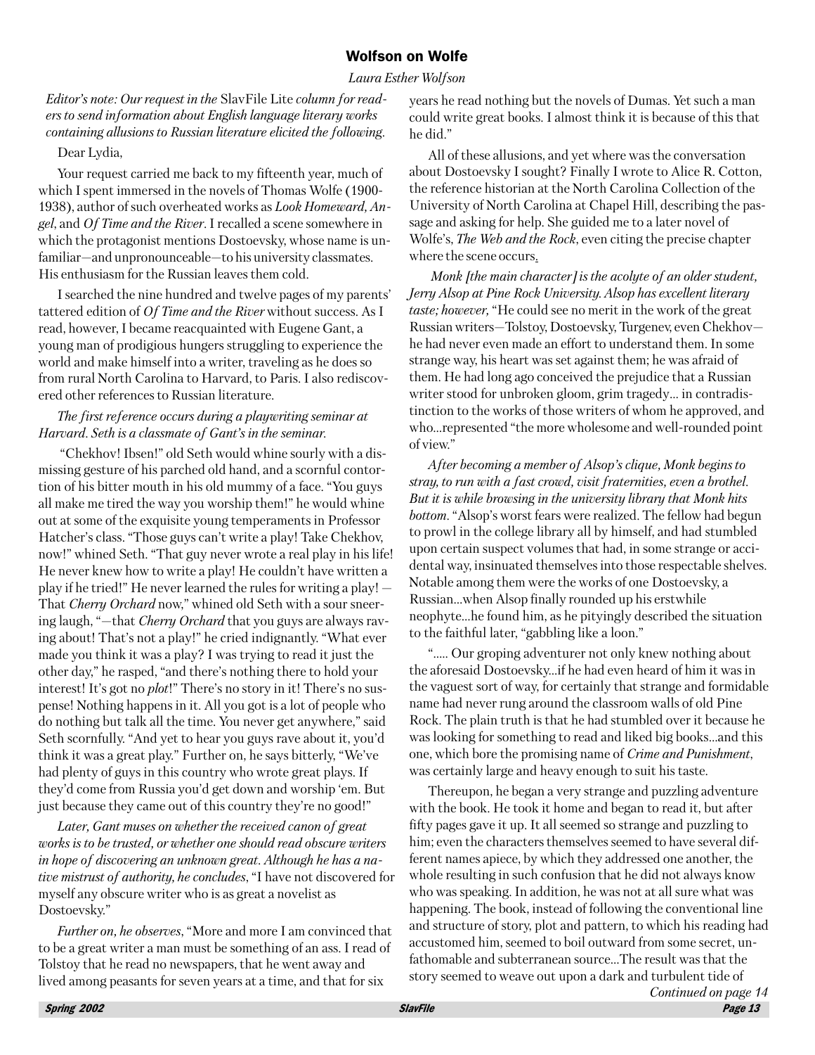## Wolfson on Wolfe

*Laura Esther Wolfson*

*Editor's note: Our request in the* SlavFile Lite *column for readers to send information about English language literary works containing allusions to Russian literature elicited the following.*

Dear Lydia,

Your request carried me back to my fifteenth year, much of which I spent immersed in the novels of Thomas Wolfe (1900-1938), author of such overheated works as *Look Homeward, Angel*, and *Of Time and the River*. I recalled a scene somewhere in which the protagonist mentions Dostoevsky, whose name is unfamiliar—and unpronounceable—to his university classmates. His enthusiasm for the Russian leaves them cold.

I searched the nine hundred and twelve pages of my parents' tattered edition of *Of Time and the River* without success. As I read, however, I became reacquainted with Eugene Gant, a young man of prodigious hungers struggling to experience the world and make himself into a writer, traveling as he does so from rural North Carolina to Harvard, to Paris. I also rediscovered other references to Russian literature.

*The first reference occurs during a playwriting seminar at Harvard. Seth is a classmate of Gant's in the seminar.*

"Chekhov! Ibsen!" old Seth would whine sourly with a dismissing gesture of his parched old hand, and a scornful contortion of his bitter mouth in his old mummy of a face. "You guys all make me tired the way you worship them!" he would whine out at some of the exquisite young temperaments in Professor Hatcher's class. "Those guys can't write a play! Take Chekhov, now!" whined Seth. "That guy never wrote a real play in his life! He never knew how to write a play! He couldn't have written a play if he tried!" He never learned the rules for writing a play! — That *Cherry Orchard* now," whined old Seth with a sour sneering laugh, "—that *Cherry Orchard* that you guys are always raving about! That's not a play!" he cried indignantly. "What ever made you think it was a play? I was trying to read it just the other day," he rasped, "and there's nothing there to hold your interest! It's got no *plot*!" There's no story in it! There's no suspense! Nothing happens in it. All you got is a lot of people who do nothing but talk all the time. You never get anywhere," said Seth scornfully. "And yet to hear you guys rave about it, you'd think it was a great play." Further on, he says bitterly, "We've had plenty of guys in this country who wrote great plays. If they'd come from Russia you'd get down and worship 'em. But just because they came out of this country they're no good!"

*Later, Gant muses on whether the received canon of great works is to be trusted, or whether one should read obscure writers in hope of discovering an unknown great. Although he has a native mistrust of authority, he concludes*, "I have not discovered for myself any obscure writer who is as great a novelist as Dostoevsky."

*Further on, he observes*, "More and more I am convinced that to be a great writer a man must be something of an ass. I read of Tolstoy that he read no newspapers, that he went away and lived among peasants for seven years at a time, and that for six years he read nothing but the novels of Dumas. Yet such a man could write great books. I almost think it is because of this that he did."

All of these allusions, and yet where was the conversation about Dostoevsky I sought? Finally I wrote to Alice R. Cotton, the reference historian at the North Carolina Collection of the University of North Carolina at Chapel Hill, describing the passage and asking for help. She guided me to a later novel of Wolfe's, *The Web and the Rock*, even citing the precise chapter where the scene occurs.

*Monk [the main character] is the acolyte of an older student, Jerry Alsop at Pine Rock University. Alsop has excellent literary taste; however,* "He could see no merit in the work of the great Russian writers—Tolstoy, Dostoevsky, Turgenev, even Chekhov—he had never even made an effort to understand them. In some strange way, his heart was set against them; he was afraid of them. He had long ago conceived the prejudice that a Russian writer stood for unbroken gloom, grim tragedy… in contradistinction to the works of those writers of whom he approved, and who…represented "the more wholesome and well-rounded point of view."

*After becoming a member of Alsop's clique, Monk begins to stray, to run with a fast crowd, visit fraternities, even a brothel. But it is while browsing in the university library that Monk hits bottom.* "Alsop's worst fears were realized. The fellow had begun to prowl in the college library all by himself, and had stumbled upon certain suspect volumes that had, in some strange or accidental way, insinuated themselves into those respectable shelves. Notable among them were the works of one Dostoevsky, a Russian…when Alsop finally rounded up his erstwhile neophyte…he found him, as he pityingly described the situation to the faithful later, "gabbling like a loon."

"….. Our groping adventurer not only knew nothing about the aforesaid Dostoevsky…if he had even heard of him it was in the vaguest sort of way, for certainly that strange and formidable name had never rung around the classroom walls of old Pine Rock. The plain truth is that he had stumbled over it because he was looking for something to read and liked big books…and this one, which bore the promising name of *Crime and Punishment*, was certainly large and heavy enough to suit his taste.

Thereupon, he began a very strange and puzzling adventure with the book. He took it home and began to read it, but after fifty pages gave it up. It all seemed so strange and puzzling to him; even the characters themselves seemed to have several different names apiece, by which they addressed one another, the whole resulting in such confusion that he did not always know who was speaking. In addition, he was not at all sure what was happening. The book, instead of following the conventional line and structure of story, plot and pattern, to which his reading had accustomed him, seemed to boil outward from some secret, unfathomable and subterranean source…The result was that the story seemed to weave out upon a dark and turbulent tide of

*Continued on page 14*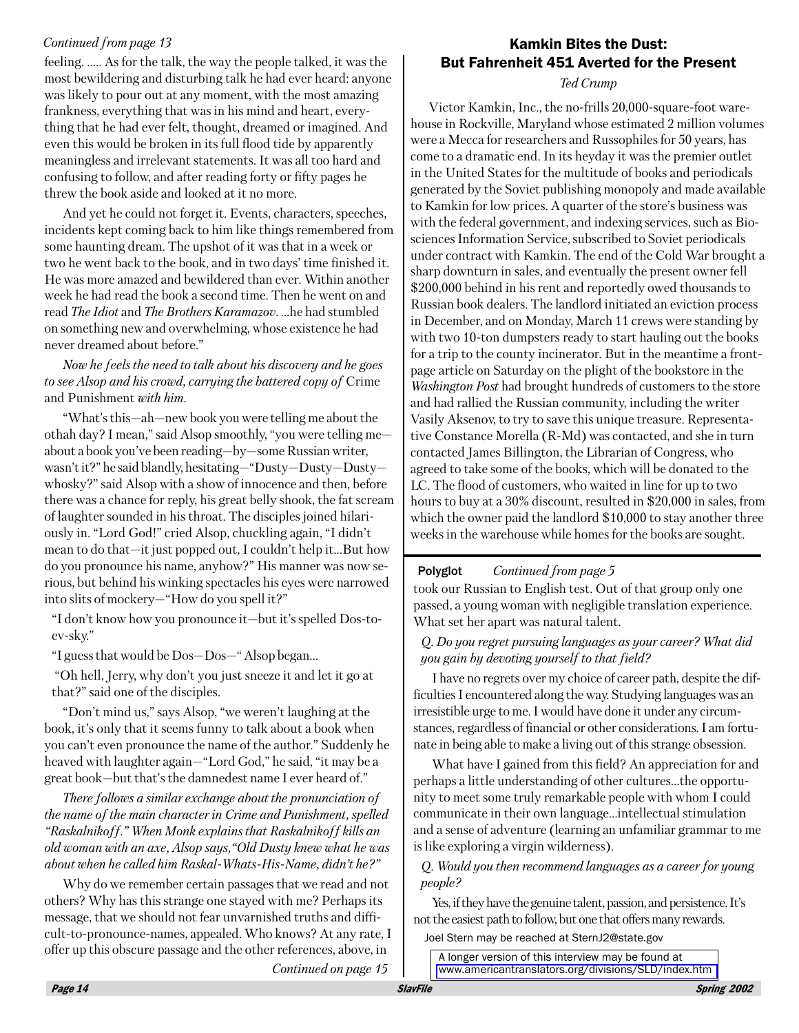*Continued from page 13*

feeling. ..... As for the talk, the way the people talked, it was the most bewildering and disturbing talk he had ever heard: anyone was likely to pour out at any moment, with the most amazing frankness, everything that was in his mind and heart, everything that he had ever felt, thought, dreamed or imagined. And even this would be broken in its full flood tide by apparently meaningless and irrelevant statements. It was all too hard and confusing to follow, and after reading forty or fifty pages he threw the book aside and looked at it no more.

And yet he could not forget it. Events, characters, speeches, incidents kept coming back to him like things remembered from some haunting dream. The upshot of it was that in a week or two he went back to the book, and in two days' time finished it. He was more amazed and bewildered than ever. Within another week he had read the book a second time. Then he went on and read *The Idiot* and *The Brothers Karamazov*. ...he had stumbled on something new and overwhelming, whose existence he had never dreamed about before."

*Now he feels the need to talk about his discovery and he goes to see Alsop and his crowd, carrying the battered copy of* Crime and Punishment *with him.*

"What's this—ah—new book you were telling me about the othah day? I mean," said Alsop smoothly, "you were telling me—about a book you've been reading—by—some Russian writer, wasn't it?" he said blandly, hesitating—"Dusty—Dusty—Dusty—whosky?" said Alsop with a show of innocence and then, before there was a chance for reply, his great belly shook, the fat scream of laughter sounded in his throat. The disciples joined hilariously in. "Lord God!" cried Alsop, chuckling again, "I didn't mean to do that—it just popped out, I couldn't help it...But how do you pronounce his name, anyhow?" His manner was now serious, but behind his winking spectacles his eyes were narrowed into slits of mockery—"How do you spell it?"

"I don't know how you pronounce it—but it's spelled Dos-to-ev-sky."

"I guess that would be Dos—Dos—" Alsop began...

"Oh hell, Jerry, why don't you just sneeze it and let it go at that?" said one of the disciples.

"Don't mind us," says Alsop, "we weren't laughing at the book, it's only that it seems funny to talk about a book when you can't even pronounce the name of the author." Suddenly he heaved with laughter again—"Lord God," he said, "it may be a great book—but that's the damnedest name I ever heard of."

*There follows a similar exchange about the pronunciation of the name of the main character in Crime and Punishment, spelled "Raskalnikoff." When Monk explains that Raskalnikoff kills an old woman with an axe, Alsop says, "Old Dusty knew what he was about when he called him Raskal-Whats-His-Name, didn't he?"*

Why do we remember certain passages that we read and not others? Why has this strange one stayed with me? Perhaps its message, that we should not fear unvarnished truths and difficult-to-pronounce-names, appealed. Who knows? At any rate, I offer up this obscure passage and the other references, above, in

*Continued on page 15*

## Kamkin Bites the Dust: But Fahrenheit 451 Averted for the Present

*Ted Crump*

Victor Kamkin, Inc., the no-frills 20,000-square-foot warehouse in Rockville, Maryland whose estimated 2 million volumes were a Mecca for researchers and Russophiles for 50 years, has come to a dramatic end. In its heyday it was the premier outlet in the United States for the multitude of books and periodicals generated by the Soviet publishing monopoly and made available to Kamkin for low prices. A quarter of the store's business was with the federal government, and indexing services, such as Biosciences Information Service, subscribed to Soviet periodicals under contract with Kamkin. The end of the Cold War brought a sharp downturn in sales, and eventually the present owner fell $200,000 behind in his rent and reportedly owed thousands to Russian book dealers. The landlord initiated an eviction process in December, and on Monday, March 11 crews were standing by with two 10-ton dumpsters ready to start hauling out the books for a trip to the county incinerator. But in the meantime a front-page article on Saturday on the plight of the bookstore in the *Washington Post* had brought hundreds of customers to the store and had rallied the Russian community, including the writer Vasily Aksenov, to try to save this unique treasure. Representative Constance Morella (R-Md) was contacted, and she in turn contacted James Billington, the Librarian of Congress, who agreed to take some of the books, which will be donated to the LC. The flood of customers, who waited in line for up to two hours to buy at a 30% discount, resulted in $20,000 in sales, from which the owner paid the landlord $10,000 to stay another three weeks in the warehouse while homes for the books are sought.

**Polyglot** *Continued from page 5*

took our Russian to English test. Out of that group only one passed, a young woman with negligible translation experience. What set her apart was natural talent.

*Q. Do you regret pursuing languages as your career? What did you gain by devoting yourself to that field?*

I have no regrets over my choice of career path, despite the difficulties I encountered along the way. Studying languages was an irresistible urge to me. I would have done it under any circumstances, regardless of financial or other considerations. I am fortunate in being able to make a living out of this strange obsession.

What have I gained from this field? An appreciation for and perhaps a little understanding of other cultures...the opportunity to meet some truly remarkable people with whom I could communicate in their own language...intellectual stimulation and a sense of adventure (learning an unfamiliar grammar to me is like exploring a virgin wilderness).

*Q. Would you then recommend languages as a career for young people?*

Yes, if they have the genuine talent, passion, and persistence. It's not the easiest path to follow, but one that offers many rewards.

Joel Stern may be reached at SternJ2@state.gov

A longer version of this interview may be found at www.americantranslators.org/divisions/SLD/index.htm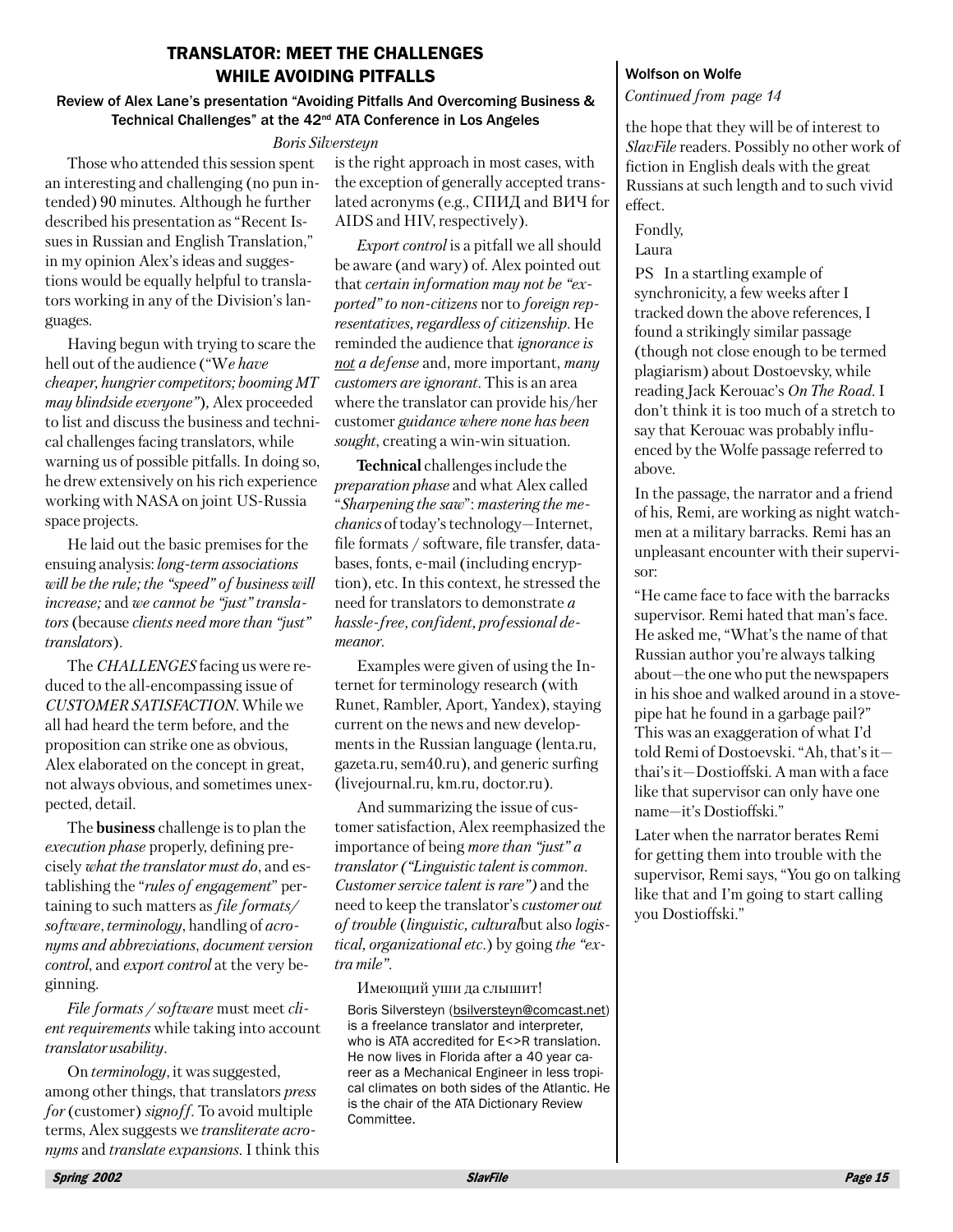## TRANSLATOR: MEET THE CHALLENGES WHILE AVOIDING PITFALLS

### Review of Alex Lane's presentation "Avoiding Pitfalls And Overcoming Business & Technical Challenges" at the 42nd ATA Conference in Los Angeles

*Boris Silversteyn*

Those who attended this session spent an interesting and challenging (no pun intended) 90 minutes. Although he further described his presentation as "Recent Issues in Russian and English Translation," in my opinion Alex's ideas and suggestions would be equally helpful to translators working in any of the Division's languages.

Having begun with trying to scare the hell out of the audience ("*We have cheaper, hungrier competitors; booming MT may blindside everyone*"), Alex proceeded to list and discuss the business and technical challenges facing translators, while warning us of possible pitfalls. In doing so, he drew extensively on his rich experience working with NASA on joint US-Russia space projects.

He laid out the basic premises for the ensuing analysis: *long-term associations will be the rule; the "speed" of business will increase;* and *we cannot be "just" translators* (because *clients need more than "just" translators*).

The *CHALLENGES* facing us were reduced to the all-encompassing issue of *CUSTOMER SATISFACTION*. While we all had heard the term before, and the proposition can strike one as obvious, Alex elaborated on the concept in great, not always obvious, and sometimes unexpected, detail.

The **business** challenge is to plan the *execution phase* properly, defining precisely *what the translator must do*, and establishing the "*rules of engagement*" pertaining to such matters as *file formats/ software*, *terminology*, handling of *acronyms and abbreviations*, *document version control*, and *export control* at the very beginning.

*File formats / software* must meet *client requirements* while taking into account *translator usability*.

On *terminology*, it was suggested, among other things, that translators *press for* (customer) *signoff*. To avoid multiple terms, Alex suggests we *transliterate acronyms* and *translate expansions*. I think this is the right approach in most cases, with the exception of generally accepted translated acronyms (e.g., СПИД and ВИЧ for AIDS and HIV, respectively).

*Export control* is a pitfall we all should be aware (and wary) of. Alex pointed out that *certain information may not be "exported" to non-citizens* nor to *foreign representatives, regardless of citizenship*. He reminded the audience that *ignorance is* *<u>not</u>* *a defense* and, more important, *many customers are ignorant*. This is an area where the translator can provide his/her customer *guidance where none has been sought*, creating a win-win situation.

**Technical** challenges include the *preparation phase* and what Alex called "*Sharpening the saw*": *mastering the mechanics* of today's technology—Internet, file formats / software, file transfer, databases, fonts, e-mail (including encryption), etc. In this context, he stressed the need for translators to demonstrate *a hassle-free, confident, professional demeanor*.

Examples were given of using the Internet for terminology research (with Runet, Rambler, Aport, Yandex), staying current on the news and new developments in the Russian language (lenta.ru, gazeta.ru, sem40.ru), and generic surfing (livejournal.ru, km.ru, doctor.ru).

And summarizing the issue of customer satisfaction, Alex reemphasized the importance of being *more than "just" a translator ("Linguistic talent is common. Customer service talent is rare")* and the need to keep the translator's *customer out of trouble* (*linguistic, cultural*but also *logistical, organizational etc.*) by going *the "extra mile"*.

Имеющий уши да слышит!

Boris Silversteyn (bsilversteyn@comcast.net) is a freelance translator and interpreter, who is ATA accredited for E<>R translation. He now lives in Florida after a 40 year career as a Mechanical Engineer in less tropical climates on both sides of the Atlantic. He is the chair of the ATA Dictionary Review Committee.

### Wolfson on Wolfe

*Continued from page 14*

the hope that they will be of interest to *SlavFile* readers. Possibly no other work of fiction in English deals with the great Russians at such length and to such vivid effect.

Fondly,
Laura

PS In a startling example of synchronicity, a few weeks after I tracked down the above references, I found a strikingly similar passage (though not close enough to be termed plagiarism) about Dostoevsky, while reading Jack Kerouac's *On The Road*. I don't think it is too much of a stretch to say that Kerouac was probably influenced by the Wolfe passage referred to above.

In the passage, the narrator and a friend of his, Remi, are working as night watchmen at a military barracks. Remi has an unpleasant encounter with their supervisor:

"He came face to face with the barracks supervisor. Remi hated that man's face. He asked me, "What's the name of that Russian author you're always talking about—the one who put the newspapers in his shoe and walked around in a stovepipe hat he found in a garbage pail?" This was an exaggeration of what I'd told Remi of Dostoevski. "Ah, that's it—thai's it—Dostioffski. A man with a face like that supervisor can only have one name—it's Dostioffski."

Later when the narrator berates Remi for getting them into trouble with the supervisor, Remi says, "You go on talking like that and I'm going to start calling you Dostioffski."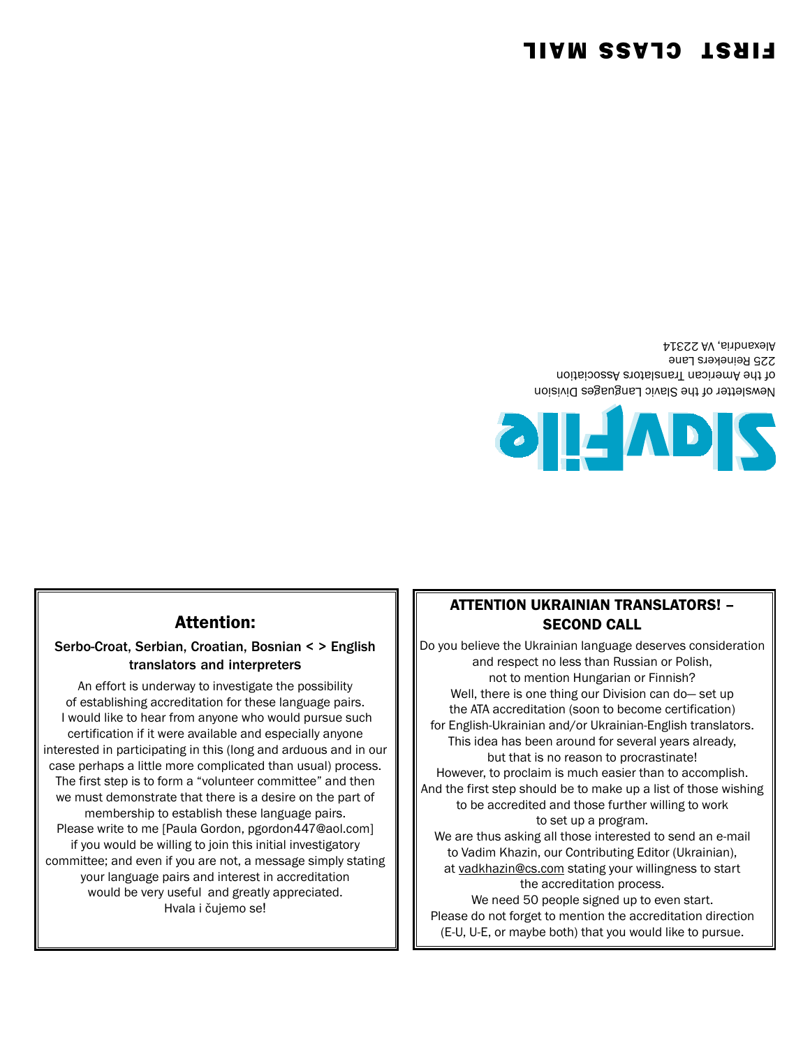FIRST CLASS MAIL

SlavFile

Newsletter of the Slavic Languages Division
of the American Translators Association
225 Reinekers Lane
Alexandria, VA 22314

## Attention:

**Serbo-Croat, Serbian, Croatian, Bosnian < > English translators and interpreters**

An effort is underway to investigate the possibility of establishing accreditation for these language pairs. I would like to hear from anyone who would pursue such certification if it were available and especially anyone interested in participating in this (long and arduous and in our case perhaps a little more complicated than usual) process. The first step is to form a "volunteer committee" and then we must demonstrate that there is a desire on the part of membership to establish these language pairs. Please write to me [Paula Gordon, pgordon447@aol.com] if you would be willing to join this initial investigatory committee; and even if you are not, a message simply stating your language pairs and interest in accreditation would be very useful and greatly appreciated.
Hvala i čujemo se!

## ATTENTION UKRAINIAN TRANSLATORS! – SECOND CALL

Do you believe the Ukrainian language deserves consideration and respect no less than Russian or Polish, not to mention Hungarian or Finnish?
Well, there is one thing our Division can do— set up the ATA accreditation (soon to become certification) for English-Ukrainian and/or Ukrainian-English translators.
This idea has been around for several years already, but that is no reason to procrastinate!
However, to proclaim is much easier than to accomplish.
And the first step should be to make up a list of those wishing to be accredited and those further willing to work to set up a program.
We are thus asking all those interested to send an e-mail to Vadim Khazin, our Contributing Editor (Ukrainian), at vadkhazin@cs.com stating your willingness to start the accreditation process.
We need 50 people signed up to even start.
Please do not forget to mention the accreditation direction (E-U, U-E, or maybe both) that you would like to pursue.